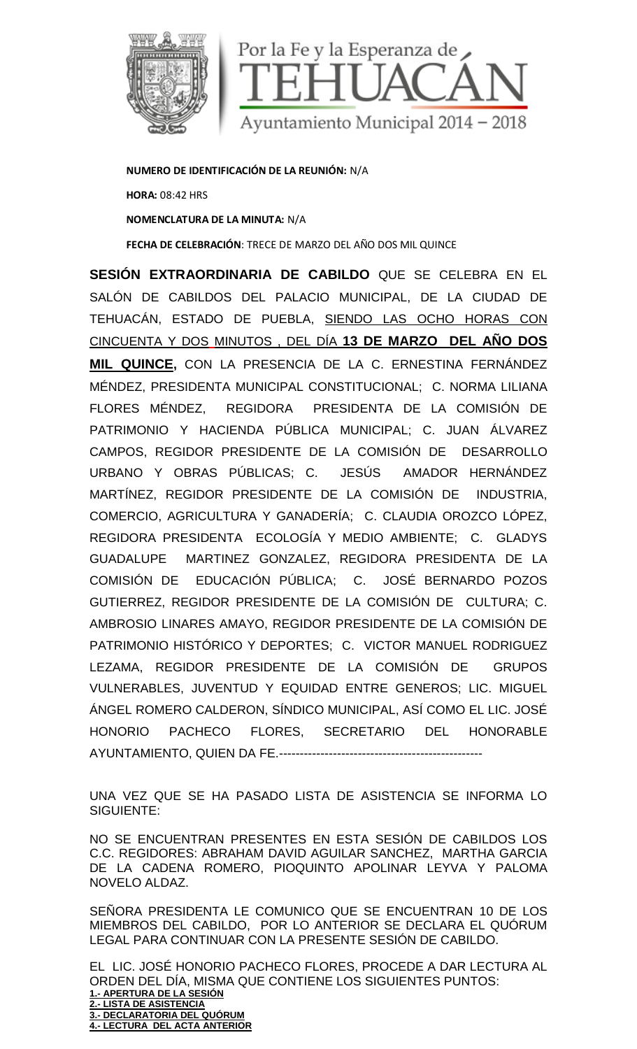Por la Fe y la Esperanza de

TEHUACÁN

Ayuntamiento Municipal 2014 – 2018

**NUMERO DE IDENTIFICACIÓN DE LA REUNIÓN:** N/A

**HORA:** 08:42 HRS

**NOMENCLATURA DE LA MINUTA:** N/A

**FECHA DE CELEBRACIÓN**: TRECE DE MARZO DEL AÑO DOS MIL QUINCE

**SESIÓN EXTRAORDINARIA DE CABILDO** QUE SE CELEBRA EN EL SALÓN DE CABILDOS DEL PALACIO MUNICIPAL, DE LA CIUDAD DE TEHUACÁN, ESTADO DE PUEBLA, SIENDO LAS OCHO HORAS CON CINCUENTA Y DOS MINUTOS , DEL DÍA **13 DE MARZO DEL AÑO DOS MIL QUINCE,** CON LA PRESENCIA DE LA C. ERNESTINA FERNÁNDEZ MÉNDEZ, PRESIDENTA MUNICIPAL CONSTITUCIONAL; C. NORMA LILIANA FLORES MÉNDEZ, REGIDORA PRESIDENTA DE LA COMISIÓN DE PATRIMONIO Y HACIENDA PÚBLICA MUNICIPAL; C. JUAN ÁLVAREZ CAMPOS, REGIDOR PRESIDENTE DE LA COMISIÓN DE DESARROLLO URBANO Y OBRAS PÚBLICAS; C. JESÚS AMADOR HERNÁNDEZ MARTÍNEZ, REGIDOR PRESIDENTE DE LA COMISIÓN DE INDUSTRIA, COMERCIO, AGRICULTURA Y GANADERÍA; C. CLAUDIA OROZCO LÓPEZ, REGIDORA PRESIDENTA ECOLOGÍA Y MEDIO AMBIENTE; C. GLADYS GUADALUPE MARTINEZ GONZALEZ, REGIDORA PRESIDENTA DE LA COMISIÓN DE EDUCACIÓN PÚBLICA; C. JOSÉ BERNARDO POZOS GUTIERREZ, REGIDOR PRESIDENTE DE LA COMISIÓN DE CULTURA; C. AMBROSIO LINARES AMAYO, REGIDOR PRESIDENTE DE LA COMISIÓN DE PATRIMONIO HISTÓRICO Y DEPORTES; C. VICTOR MANUEL RODRIGUEZ LEZAMA, REGIDOR PRESIDENTE DE LA COMISIÓN DE GRUPOS VULNERABLES, JUVENTUD Y EQUIDAD ENTRE GENEROS; LIC. MIGUEL ÁNGEL ROMERO CALDERON, SÍNDICO MUNICIPAL, ASÍ COMO EL LIC. JOSÉ HONORIO PACHECO FLORES, SECRETARIO DEL HONORABLE AYUNTAMIENTO, QUIEN DA FE.--------------------------------------------------

UNA VEZ QUE SE HA PASADO LISTA DE ASISTENCIA SE INFORMA LO SIGUIENTE:

NO SE ENCUENTRAN PRESENTES EN ESTA SESIÓN DE CABILDOS LOS C.C. REGIDORES: ABRAHAM DAVID AGUILAR SANCHEZ, MARTHA GARCIA DE LA CADENA ROMERO, PIOQUINTO APOLINAR LEYVA Y PALOMA NOVELO ALDAZ.

SEÑORA PRESIDENTA LE COMUNICO QUE SE ENCUENTRAN 10 DE LOS MIEMBROS DEL CABILDO, POR LO ANTERIOR SE DECLARA EL QUÓRUM LEGAL PARA CONTINUAR CON LA PRESENTE SESIÓN DE CABILDO.

EL LIC. JOSÉ HONORIO PACHECO FLORES, PROCEDE A DAR LECTURA AL ORDEN DEL DÍA, MISMA QUE CONTIENE LOS SIGUIENTES PUNTOS:

**1.- APERTURA DE LA SESIÓN**

**2.- LISTA DE ASISTENCIA**

**3.- DECLARATORIA DEL QUÓRUM**

**4.- LECTURA DEL ACTA ANTERIOR**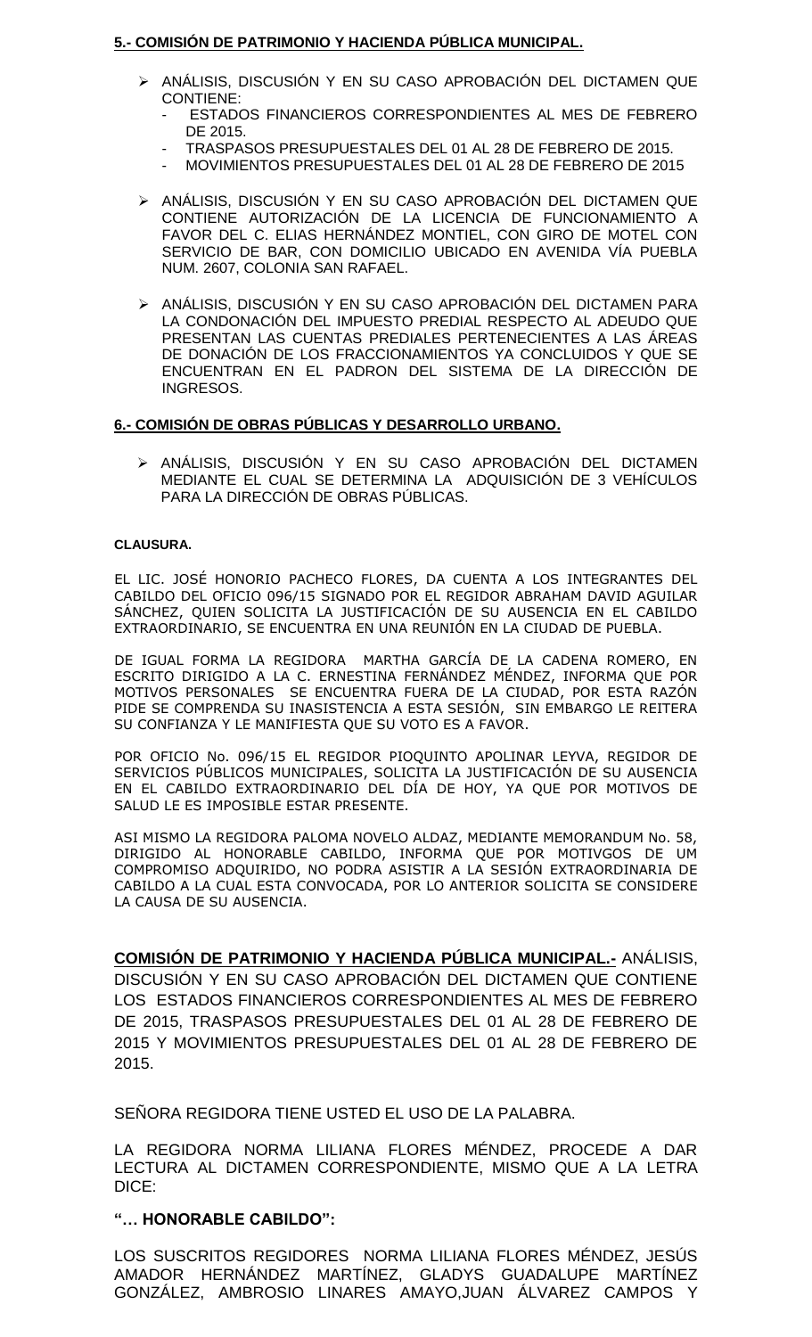**5.- COMISIÓN DE PATRIMONIO Y HACIENDA PÚBLICA MUNICIPAL.**

- ANÁLISIS, DISCUSIÓN Y EN SU CASO APROBACIÓN DEL DICTAMEN QUE CONTIENE:
  - ESTADOS FINANCIEROS CORRESPONDIENTES AL MES DE FEBRERO DE 2015.
  - TRASPASOS PRESUPUESTALES DEL 01 AL 28 DE FEBRERO DE 2015.
  - MOVIMIENTOS PRESUPUESTALES DEL 01 AL 28 DE FEBRERO DE 2015
- ANÁLISIS, DISCUSIÓN Y EN SU CASO APROBACIÓN DEL DICTAMEN QUE CONTIENE AUTORIZACIÓN DE LA LICENCIA DE FUNCIONAMIENTO A FAVOR DEL C. ELIAS HERNÁNDEZ MONTIEL, CON GIRO DE MOTEL CON SERVICIO DE BAR, CON DOMICILIO UBICADO EN AVENIDA VÍA PUEBLA NUM. 2607, COLONIA SAN RAFAEL.
- ANÁLISIS, DISCUSIÓN Y EN SU CASO APROBACIÓN DEL DICTAMEN PARA LA CONDONACIÓN DEL IMPUESTO PREDIAL RESPECTO AL ADEUDO QUE PRESENTAN LAS CUENTAS PREDIALES PERTENECIENTES A LAS ÁREAS DE DONACIÓN DE LOS FRACCIONAMIENTOS YA CONCLUIDOS Y QUE SE ENCUENTRAN EN EL PADRON DEL SISTEMA DE LA DIRECCIÓN DE INGRESOS.

**6.- COMISIÓN DE OBRAS PÚBLICAS Y DESARROLLO URBANO.**

- ANÁLISIS, DISCUSIÓN Y EN SU CASO APROBACIÓN DEL DICTAMEN MEDIANTE EL CUAL SE DETERMINA LA ADQUISICIÓN DE 3 VEHÍCULOS PARA LA DIRECCIÓN DE OBRAS PÚBLICAS.

**CLAUSURA.**

EL LIC. JOSÉ HONORIO PACHECO FLORES, DA CUENTA A LOS INTEGRANTES DEL CABILDO DEL OFICIO 096/15 SIGNADO POR EL REGIDOR ABRAHAM DAVID AGUILAR SÁNCHEZ, QUIEN SOLICITA LA JUSTIFICACIÓN DE SU AUSENCIA EN EL CABILDO EXTRAORDINARIO, SE ENCUENTRA EN UNA REUNIÓN EN LA CIUDAD DE PUEBLA.

DE IGUAL FORMA LA REGIDORA MARTHA GARCÍA DE LA CADENA ROMERO, EN ESCRITO DIRIGIDO A LA C. ERNESTINA FERNÁNDEZ MÉNDEZ, INFORMA QUE POR MOTIVOS PERSONALES SE ENCUENTRA FUERA DE LA CIUDAD, POR ESTA RAZÓN PIDE SE COMPRENDA SU INASISTENCIA A ESTA SESIÓN, SIN EMBARGO LE REITERA SU CONFIANZA Y LE MANIFIESTA QUE SU VOTO ES A FAVOR.

POR OFICIO No. 096/15 EL REGIDOR PIOQUINTO APOLINAR LEYVA, REGIDOR DE SERVICIOS PÚBLICOS MUNICIPALES, SOLICITA LA JUSTIFICACIÓN DE SU AUSENCIA EN EL CABILDO EXTRAORDINARIO DEL DÍA DE HOY, YA QUE POR MOTIVOS DE SALUD LE ES IMPOSIBLE ESTAR PRESENTE.

ASI MISMO LA REGIDORA PALOMA NOVELO ALDAZ, MEDIANTE MEMORANDUM No. 58, DIRIGIDO AL HONORABLE CABILDO, INFORMA QUE POR MOTIVGOS DE UM COMPROMISO ADQUIRIDO, NO PODRA ASISTIR A LA SESIÓN EXTRAORDINARIA DE CABILDO A LA CUAL ESTA CONVOCADA, POR LO ANTERIOR SOLICITA SE CONSIDERE LA CAUSA DE SU AUSENCIA.

**COMISIÓN DE PATRIMONIO Y HACIENDA PÚBLICA MUNICIPAL.-** ANÁLISIS, DISCUSIÓN Y EN SU CASO APROBACIÓN DEL DICTAMEN QUE CONTIENE LOS ESTADOS FINANCIEROS CORRESPONDIENTES AL MES DE FEBRERO DE 2015, TRASPASOS PRESUPUESTALES DEL 01 AL 28 DE FEBRERO DE 2015 Y MOVIMIENTOS PRESUPUESTALES DEL 01 AL 28 DE FEBRERO DE 2015.

SEÑORA REGIDORA TIENE USTED EL USO DE LA PALABRA.

LA REGIDORA NORMA LILIANA FLORES MÉNDEZ, PROCEDE A DAR LECTURA AL DICTAMEN CORRESPONDIENTE, MISMO QUE A LA LETRA DICE:

**"… HONORABLE CABILDO":**

LOS SUSCRITOS REGIDORES NORMA LILIANA FLORES MÉNDEZ, JESÚS AMADOR HERNÁNDEZ MARTÍNEZ, GLADYS GUADALUPE MARTÍNEZ GONZÁLEZ, AMBROSIO LINARES AMAYO,JUAN ÁLVAREZ CAMPOS Y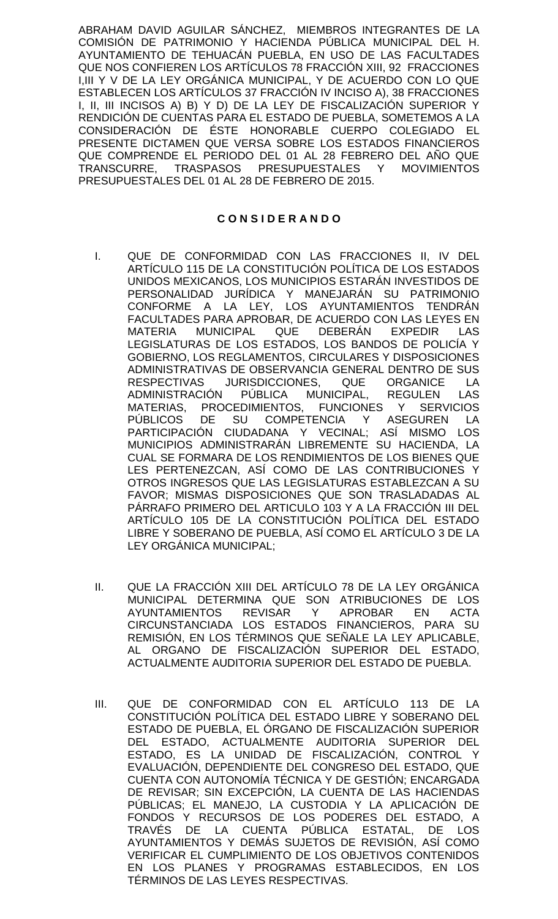ABRAHAM DAVID AGUILAR SÁNCHEZ, MIEMBROS INTEGRANTES DE LA COMISIÓN DE PATRIMONIO Y HACIENDA PÚBLICA MUNICIPAL DEL H. AYUNTAMIENTO DE TEHUACÁN PUEBLA, EN USO DE LAS FACULTADES QUE NOS CONFIEREN LOS ARTÍCULOS 78 FRACCIÓN XIII, 92 FRACCIONES I,III Y V DE LA LEY ORGÁNICA MUNICIPAL, Y DE ACUERDO CON LO QUE ESTABLECEN LOS ARTÍCULOS 37 FRACCIÓN IV INCISO A), 38 FRACCIONES I, II, III INCISOS A) B) Y D) DE LA LEY DE FISCALIZACIÓN SUPERIOR Y RENDICIÓN DE CUENTAS PARA EL ESTADO DE PUEBLA, SOMETEMOS A LA CONSIDERACIÓN DE ÉSTE HONORABLE CUERPO COLEGIADO EL PRESENTE DICTAMEN QUE VERSA SOBRE LOS ESTADOS FINANCIEROS QUE COMPRENDE EL PERIODO DEL 01 AL 28 FEBRERO DEL AÑO QUE TRANSCURRE, TRASPASOS PRESUPUESTALES Y MOVIMIENTOS PRESUPUESTALES DEL 01 AL 28 DE FEBRERO DE 2015.

**C O N S I D E R A N D O**

I. QUE DE CONFORMIDAD CON LAS FRACCIONES II, IV DEL ARTÍCULO 115 DE LA CONSTITUCIÓN POLÍTICA DE LOS ESTADOS UNIDOS MEXICANOS, LOS MUNICIPIOS ESTARÁN INVESTIDOS DE PERSONALIDAD JURÍDICA Y MANEJARÁN SU PATRIMONIO CONFORME A LA LEY, LOS AYUNTAMIENTOS TENDRÁN FACULTADES PARA APROBAR, DE ACUERDO CON LAS LEYES EN MATERIA MUNICIPAL QUE DEBERÁN EXPEDIR LAS LEGISLATURAS DE LOS ESTADOS, LOS BANDOS DE POLICÍA Y GOBIERNO, LOS REGLAMENTOS, CIRCULARES Y DISPOSICIONES ADMINISTRATIVAS DE OBSERVANCIA GENERAL DENTRO DE SUS RESPECTIVAS JURISDICCIONES, QUE ORGANICE LA ADMINISTRACIÓN PÚBLICA MUNICIPAL, REGULEN LAS MATERIAS, PROCEDIMIENTOS, FUNCIONES Y SERVICIOS PÚBLICOS DE SU COMPETENCIA Y ASEGUREN LA PARTICIPACIÓN CIUDADANA Y VECINAL; ASÍ MISMO LOS MUNICIPIOS ADMINISTRARÁN LIBREMENTE SU HACIENDA, LA CUAL SE FORMARA DE LOS RENDIMIENTOS DE LOS BIENES QUE LES PERTENEZCAN, ASÍ COMO DE LAS CONTRIBUCIONES Y OTROS INGRESOS QUE LAS LEGISLATURAS ESTABLEZCAN A SU FAVOR; MISMAS DISPOSICIONES QUE SON TRASLADADAS AL PÁRRAFO PRIMERO DEL ARTICULO 103 Y A LA FRACCIÓN III DEL ARTÍCULO 105 DE LA CONSTITUCIÓN POLÍTICA DEL ESTADO LIBRE Y SOBERANO DE PUEBLA, ASÍ COMO EL ARTÍCULO 3 DE LA LEY ORGÁNICA MUNICIPAL;

II. QUE LA FRACCIÓN XIII DEL ARTÍCULO 78 DE LA LEY ORGÁNICA MUNICIPAL DETERMINA QUE SON ATRIBUCIONES DE LOS AYUNTAMIENTOS REVISAR Y APROBAR EN ACTA CIRCUNSTANCIADA LOS ESTADOS FINANCIEROS, PARA SU REMISIÓN, EN LOS TÉRMINOS QUE SEÑALE LA LEY APLICABLE, AL ORGANO DE FISCALIZACIÓN SUPERIOR DEL ESTADO, ACTUALMENTE AUDITORIA SUPERIOR DEL ESTADO DE PUEBLA.

III. QUE DE CONFORMIDAD CON EL ARTÍCULO 113 DE LA CONSTITUCIÓN POLÍTICA DEL ESTADO LIBRE Y SOBERANO DEL ESTADO DE PUEBLA, EL ÓRGANO DE FISCALIZACIÓN SUPERIOR DEL ESTADO, ACTUALMENTE AUDITORIA SUPERIOR DEL ESTADO, ES LA UNIDAD DE FISCALIZACIÓN, CONTROL Y EVALUACIÓN, DEPENDIENTE DEL CONGRESO DEL ESTADO, QUE CUENTA CON AUTONOMÍA TÉCNICA Y DE GESTIÓN; ENCARGADA DE REVISAR; SIN EXCEPCIÓN, LA CUENTA DE LAS HACIENDAS PÚBLICAS; EL MANEJO, LA CUSTODIA Y LA APLICACIÓN DE FONDOS Y RECURSOS DE LOS PODERES DEL ESTADO, A TRAVÉS DE LA CUENTA PÚBLICA ESTATAL, DE LOS AYUNTAMIENTOS Y DEMÁS SUJETOS DE REVISIÓN, ASÍ COMO VERIFICAR EL CUMPLIMIENTO DE LOS OBJETIVOS CONTENIDOS EN LOS PLANES Y PROGRAMAS ESTABLECIDOS, EN LOS TÉRMINOS DE LAS LEYES RESPECTIVAS.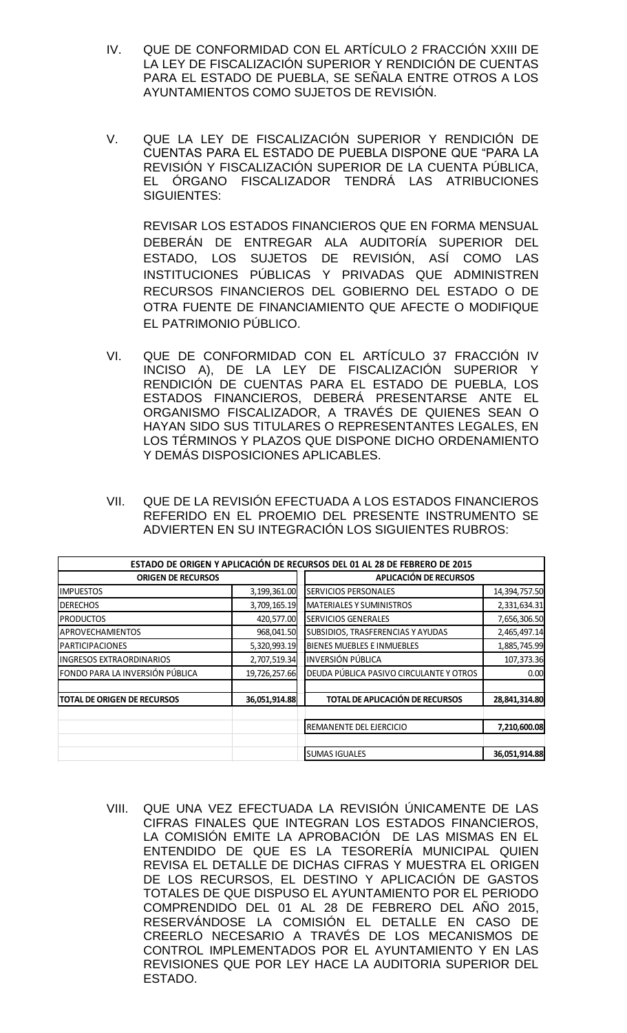IV. QUE DE CONFORMIDAD CON EL ARTÍCULO 2 FRACCIÓN XXIII DE LA LEY DE FISCALIZACIÓN SUPERIOR Y RENDICIÓN DE CUENTAS PARA EL ESTADO DE PUEBLA, SE SEÑALA ENTRE OTROS A LOS AYUNTAMIENTOS COMO SUJETOS DE REVISIÓN.

V. QUE LA LEY DE FISCALIZACIÓN SUPERIOR Y RENDICIÓN DE CUENTAS PARA EL ESTADO DE PUEBLA DISPONE QUE "PARA LA REVISIÓN Y FISCALIZACIÓN SUPERIOR DE LA CUENTA PÚBLICA, EL ÓRGANO FISCALIZADOR TENDRÁ LAS ATRIBUCIONES SIGUIENTES:

REVISAR LOS ESTADOS FINANCIEROS QUE EN FORMA MENSUAL DEBERÁN DE ENTREGAR ALA AUDITORÍA SUPERIOR DEL ESTADO, LOS SUJETOS DE REVISIÓN, ASÍ COMO LAS INSTITUCIONES PÚBLICAS Y PRIVADAS QUE ADMINISTREN RECURSOS FINANCIEROS DEL GOBIERNO DEL ESTADO O DE OTRA FUENTE DE FINANCIAMIENTO QUE AFECTE O MODIFIQUE EL PATRIMONIO PÚBLICO.

VI. QUE DE CONFORMIDAD CON EL ARTÍCULO 37 FRACCIÓN IV INCISO A), DE LA LEY DE FISCALIZACIÓN SUPERIOR Y RENDICIÓN DE CUENTAS PARA EL ESTADO DE PUEBLA, LOS ESTADOS FINANCIEROS, DEBERÁ PRESENTARSE ANTE EL ORGANISMO FISCALIZADOR, A TRAVÉS DE QUIENES SEAN O HAYAN SIDO SUS TITULARES O REPRESENTANTES LEGALES, EN LOS TÉRMINOS Y PLAZOS QUE DISPONE DICHO ORDENAMIENTO Y DEMÁS DISPOSICIONES APLICABLES.

VII. QUE DE LA REVISIÓN EFECTUADA A LOS ESTADOS FINANCIEROS REFERIDO EN EL PROEMIO DEL PRESENTE INSTRUMENTO SE ADVIERTEN EN SU INTEGRACIÓN LOS SIGUIENTES RUBROS:

| **ESTADO DE ORIGEN Y APLICACIÓN DE RECURSOS DEL 01 AL 28 DE FEBRERO DE 2015** | | | |
|---|---|---|---|
| **ORIGEN DE RECURSOS** | | **APLICACIÓN DE RECURSOS** | |
| IMPUESTOS | 3,199,361.00 | SERVICIOS PERSONALES | 14,394,757.50 |
| DERECHOS | 3,709,165.19 | MATERIALES Y SUMINISTROS | 2,331,634.31 |
| PRODUCTOS | 420,577.00 | SERVICIOS GENERALES | 7,656,306.50 |
| APROVECHAMIENTOS | 968,041.50 | SUBSIDIOS, TRASFERENCIAS Y AYUDAS | 2,465,497.14 |
| PARTICIPACIONES | 5,320,993.19 | BIENES MUEBLES E INMUEBLES | 1,885,745.99 |
| INGRESOS EXTRAORDINARIOS | 2,707,519.34 | INVERSIÓN PÚBLICA | 107,373.36 |
| FONDO PARA LA INVERSIÓN PÚBLICA | 19,726,257.66 | DEUDA PÚBLICA PASIVO CIRCULANTE Y OTROS | 0.00 |
| **TOTAL DE ORIGEN DE RECURSOS** | **36,051,914.88** | **TOTAL DE APLICACIÓN DE RECURSOS** | **28,841,314.80** |
| | | REMANENTE DEL EJERCICIO | **7,210,600.08** |
| | | SUMAS IGUALES | **36,051,914.88** |

VIII. QUE UNA VEZ EFECTUADA LA REVISIÓN ÚNICAMENTE DE LAS CIFRAS FINALES QUE INTEGRAN LOS ESTADOS FINANCIEROS, LA COMISIÓN EMITE LA APROBACIÓN DE LAS MISMAS EN EL ENTENDIDO DE QUE ES LA TESORERÍA MUNICIPAL QUIEN REVISA EL DETALLE DE DICHAS CIFRAS Y MUESTRA EL ORIGEN DE LOS RECURSOS, EL DESTINO Y APLICACIÓN DE GASTOS TOTALES DE QUE DISPUSO EL AYUNTAMIENTO POR EL PERIODO COMPRENDIDO DEL 01 AL 28 DE FEBRERO DEL AÑO 2015, RESERVÁNDOSE LA COMISIÓN EL DETALLE EN CASO DE CREERLO NECESARIO A TRAVÉS DE LOS MECANISMOS DE CONTROL IMPLEMENTADOS POR EL AYUNTAMIENTO Y EN LAS REVISIONES QUE POR LEY HACE LA AUDITORIA SUPERIOR DEL ESTADO.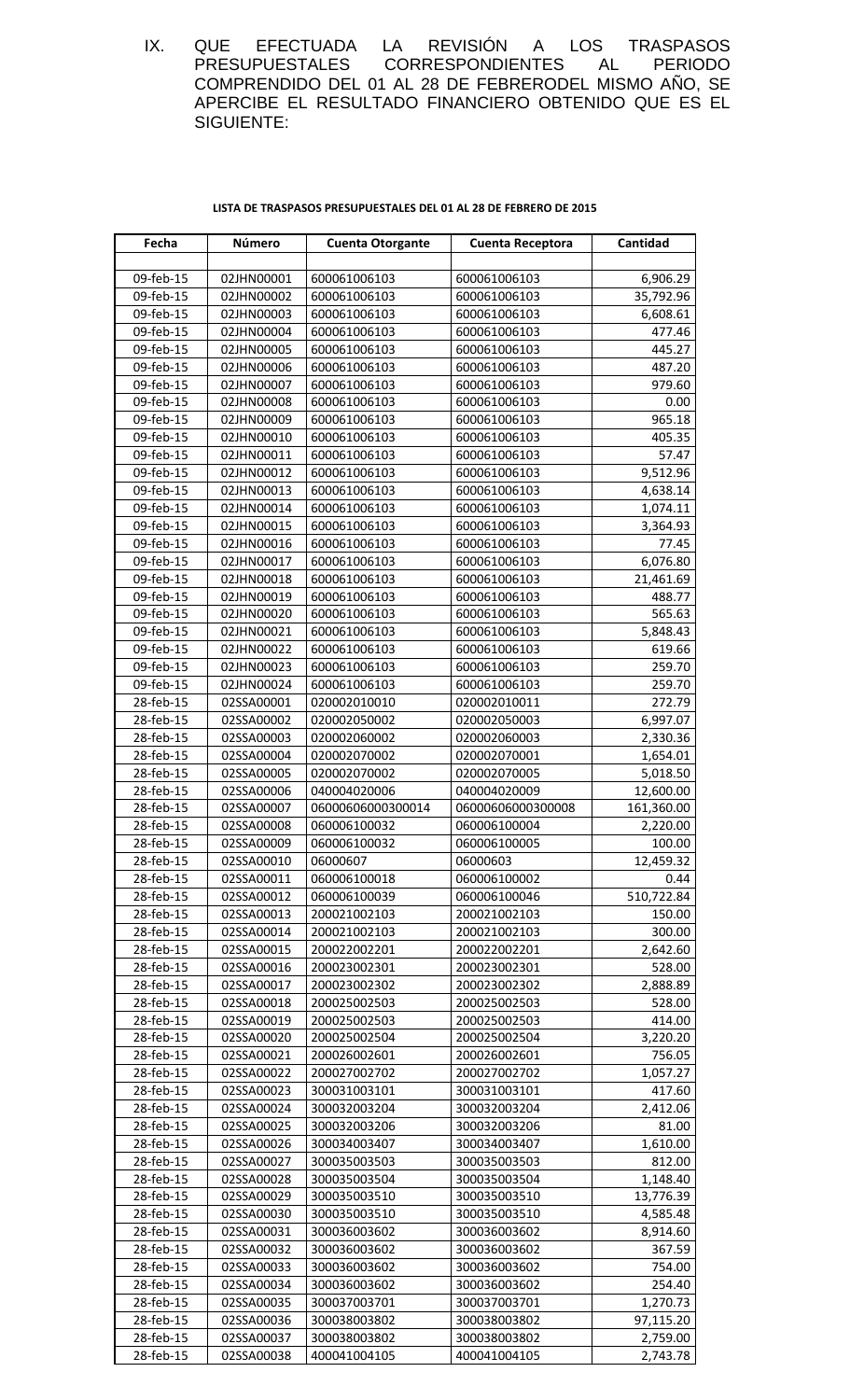IX. QUE EFECTUADA LA REVISIÓN A LOS TRASPASOS PRESUPUESTALES CORRESPONDIENTES AL PERIODO COMPRENDIDO DEL 01 AL 28 DE FEBRERODEL MISMO AÑO, SE APERCIBE EL RESULTADO FINANCIERO OBTENIDO QUE ES EL SIGUIENTE:

**LISTA DE TRASPASOS PRESUPUESTALES DEL 01 AL 28 DE FEBRERO DE 2015**

| Fecha | Número | Cuenta Otorgante | Cuenta Receptora | Cantidad |
|---|---|---|---|---|
| | | | | |
| 09-feb-15 | 02JHN00001 | 600061006103 | 600061006103 | 6,906.29 |
| 09-feb-15 | 02JHN00002 | 600061006103 | 600061006103 | 35,792.96 |
| 09-feb-15 | 02JHN00003 | 600061006103 | 600061006103 | 6,608.61 |
| 09-feb-15 | 02JHN00004 | 600061006103 | 600061006103 | 477.46 |
| 09-feb-15 | 02JHN00005 | 600061006103 | 600061006103 | 445.27 |
| 09-feb-15 | 02JHN00006 | 600061006103 | 600061006103 | 487.20 |
| 09-feb-15 | 02JHN00007 | 600061006103 | 600061006103 | 979.60 |
| 09-feb-15 | 02JHN00008 | 600061006103 | 600061006103 | 0.00 |
| 09-feb-15 | 02JHN00009 | 600061006103 | 600061006103 | 965.18 |
| 09-feb-15 | 02JHN00010 | 600061006103 | 600061006103 | 405.35 |
| 09-feb-15 | 02JHN00011 | 600061006103 | 600061006103 | 57.47 |
| 09-feb-15 | 02JHN00012 | 600061006103 | 600061006103 | 9,512.96 |
| 09-feb-15 | 02JHN00013 | 600061006103 | 600061006103 | 4,638.14 |
| 09-feb-15 | 02JHN00014 | 600061006103 | 600061006103 | 1,074.11 |
| 09-feb-15 | 02JHN00015 | 600061006103 | 600061006103 | 3,364.93 |
| 09-feb-15 | 02JHN00016 | 600061006103 | 600061006103 | 77.45 |
| 09-feb-15 | 02JHN00017 | 600061006103 | 600061006103 | 6,076.80 |
| 09-feb-15 | 02JHN00018 | 600061006103 | 600061006103 | 21,461.69 |
| 09-feb-15 | 02JHN00019 | 600061006103 | 600061006103 | 488.77 |
| 09-feb-15 | 02JHN00020 | 600061006103 | 600061006103 | 565.63 |
| 09-feb-15 | 02JHN00021 | 600061006103 | 600061006103 | 5,848.43 |
| 09-feb-15 | 02JHN00022 | 600061006103 | 600061006103 | 619.66 |
| 09-feb-15 | 02JHN00023 | 600061006103 | 600061006103 | 259.70 |
| 09-feb-15 | 02JHN00024 | 600061006103 | 600061006103 | 259.70 |
| 28-feb-15 | 02SSA00001 | 020002010010 | 020002010011 | 272.79 |
| 28-feb-15 | 02SSA00002 | 020002050002 | 020002050003 | 6,997.07 |
| 28-feb-15 | 02SSA00003 | 020002060002 | 020002060003 | 2,330.36 |
| 28-feb-15 | 02SSA00004 | 020002070002 | 020002070001 | 1,654.01 |
| 28-feb-15 | 02SSA00005 | 020002070002 | 020002070005 | 5,018.50 |
| 28-feb-15 | 02SSA00006 | 040004020006 | 040004020009 | 12,600.00 |
| 28-feb-15 | 02SSA00007 | 06000606000300014 | 06000606000300008 | 161,360.00 |
| 28-feb-15 | 02SSA00008 | 060006100032 | 060006100004 | 2,220.00 |
| 28-feb-15 | 02SSA00009 | 060006100032 | 060006100005 | 100.00 |
| 28-feb-15 | 02SSA00010 | 06000607 | 06000603 | 12,459.32 |
| 28-feb-15 | 02SSA00011 | 060006100018 | 060006100002 | 0.44 |
| 28-feb-15 | 02SSA00012 | 060006100039 | 060006100046 | 510,722.84 |
| 28-feb-15 | 02SSA00013 | 200021002103 | 200021002103 | 150.00 |
| 28-feb-15 | 02SSA00014 | 200021002103 | 200021002103 | 300.00 |
| 28-feb-15 | 02SSA00015 | 200022002201 | 200022002201 | 2,642.60 |
| 28-feb-15 | 02SSA00016 | 200023002301 | 200023002301 | 528.00 |
| 28-feb-15 | 02SSA00017 | 200023002302 | 200023002302 | 2,888.89 |
| 28-feb-15 | 02SSA00018 | 200025002503 | 200025002503 | 528.00 |
| 28-feb-15 | 02SSA00019 | 200025002503 | 200025002503 | 414.00 |
| 28-feb-15 | 02SSA00020 | 200025002504 | 200025002504 | 3,220.20 |
| 28-feb-15 | 02SSA00021 | 200026002601 | 200026002601 | 756.05 |
| 28-feb-15 | 02SSA00022 | 200027002702 | 200027002702 | 1,057.27 |
| 28-feb-15 | 02SSA00023 | 300031003101 | 300031003101 | 417.60 |
| 28-feb-15 | 02SSA00024 | 300032003204 | 300032003204 | 2,412.06 |
| 28-feb-15 | 02SSA00025 | 300032003206 | 300032003206 | 81.00 |
| 28-feb-15 | 02SSA00026 | 300034003407 | 300034003407 | 1,610.00 |
| 28-feb-15 | 02SSA00027 | 300035003503 | 300035003503 | 812.00 |
| 28-feb-15 | 02SSA00028 | 300035003504 | 300035003504 | 1,148.40 |
| 28-feb-15 | 02SSA00029 | 300035003510 | 300035003510 | 13,776.39 |
| 28-feb-15 | 02SSA00030 | 300035003510 | 300035003510 | 4,585.48 |
| 28-feb-15 | 02SSA00031 | 300036003602 | 300036003602 | 8,914.60 |
| 28-feb-15 | 02SSA00032 | 300036003602 | 300036003602 | 367.59 |
| 28-feb-15 | 02SSA00033 | 300036003602 | 300036003602 | 754.00 |
| 28-feb-15 | 02SSA00034 | 300036003602 | 300036003602 | 254.40 |
| 28-feb-15 | 02SSA00035 | 300037003701 | 300037003701 | 1,270.73 |
| 28-feb-15 | 02SSA00036 | 300038003802 | 300038003802 | 97,115.20 |
| 28-feb-15 | 02SSA00037 | 300038003802 | 300038003802 | 2,759.00 |
| 28-feb-15 | 02SSA00038 | 400041004105 | 400041004105 | 2,743.78 |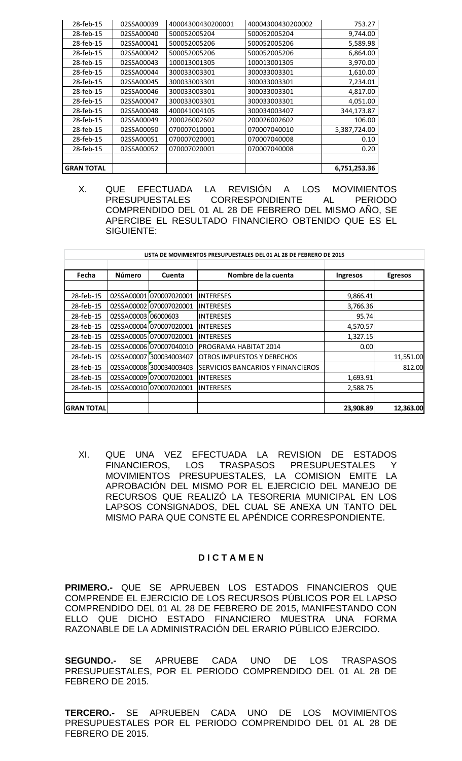| | | | | |
|---|---|---|---|---|
| 28-feb-15 | 02SSA00039 | 400043004302000001 | 400043004302000002 | 753.27 |
| 28-feb-15 | 02SSA00040 | 500052005204 | 500052005204 | 9,744.00 |
| 28-feb-15 | 02SSA00041 | 500052005206 | 500052005206 | 5,589.98 |
| 28-feb-15 | 02SSA00042 | 500052005206 | 500052005206 | 6,864.00 |
| 28-feb-15 | 02SSA00043 | 100013001305 | 100013001305 | 3,970.00 |
| 28-feb-15 | 02SSA00044 | 300033003301 | 300033003301 | 1,610.00 |
| 28-feb-15 | 02SSA00045 | 300033003301 | 300033003301 | 7,234.01 |
| 28-feb-15 | 02SSA00046 | 300033003301 | 300033003301 | 4,817.00 |
| 28-feb-15 | 02SSA00047 | 300033003301 | 300033003301 | 4,051.00 |
| 28-feb-15 | 02SSA00048 | 400041004105 | 300034003407 | 344,173.87 |
| 28-feb-15 | 02SSA00049 | 200026002602 | 200026002602 | 106.00 |
| 28-feb-15 | 02SSA00050 | 070007010001 | 070007040010 | 5,387,724.00 |
| 28-feb-15 | 02SSA00051 | 070007020001 | 070007040008 | 0.10 |
| 28-feb-15 | 02SSA00052 | 070007020001 | 070007040008 | 0.20 |
| | | | | |
| **GRAN TOTAL** | | | | **6,751,253.36** |

X. QUE EFECTUADA LA REVISIÓN A LOS MOVIMIENTOS PRESUPUESTALES CORRESPONDIENTE AL PERIODO COMPRENDIDO DEL 01 AL 28 DE FEBRERO DEL MISMO AÑO, SE APERCIBE EL RESULTADO FINANCIERO OBTENIDO QUE ES EL SIGUIENTE:

**LISTA DE MOVIMIENTOS PRESUPUESTALES DEL 01 AL 28 DE FEBRERO DE 2015**

| Fecha | Número | Cuenta | Nombre de la cuenta | Ingresos | Egresos |
|---|---|---|---|---|---|
| 28-feb-15 | 02SSA00001 | 070007020001 | INTERESES | 9,866.41 | |
| 28-feb-15 | 02SSA00002 | 070007020001 | INTERESES | 3,766.36 | |
| 28-feb-15 | 02SSA00003 | 06000603 | INTERESES | 95.74 | |
| 28-feb-15 | 02SSA00004 | 070007020001 | INTERESES | 4,570.57 | |
| 28-feb-15 | 02SSA00005 | 070007020001 | INTERESES | 1,327.15 | |
| 28-feb-15 | 02SSA00006 | 070007040010 | PROGRAMA HABITAT 2014 | 0.00 | |
| 28-feb-15 | 02SSA00007 | 300034003407 | OTROS IMPUESTOS Y DERECHOS | | 11,551.00 |
| 28-feb-15 | 02SSA00008 | 300034003403 | SERVICIOS BANCARIOS Y FINANCIEROS | | 812.00 |
| 28-feb-15 | 02SSA00009 | 070007020001 | INTERESES | 1,693.91 | |
| 28-feb-15 | 02SSA00010 | 070007020001 | INTERESES | 2,588.75 | |
| | | | | | |
| **GRAN TOTAL** | | | | **23,908.89** | **12,363.00** |

XI. QUE UNA VEZ EFECTUADA LA REVISION DE ESTADOS FINANCIEROS, LOS TRASPASOS PRESUPUESTALES Y MOVIMIENTOS PRESUPUESTALES, LA COMISION EMITE LA APROBACIÓN DEL MISMO POR EL EJERCICIO DEL MANEJO DE RECURSOS QUE REALIZÓ LA TESORERIA MUNICIPAL EN LOS LAPSOS CONSIGNADOS, DEL CUAL SE ANEXA UN TANTO DEL MISMO PARA QUE CONSTE EL APÉNDICE CORRESPONDIENTE.

**D I C T A M E N**

**PRIMERO.-** QUE SE APRUEBEN LOS ESTADOS FINANCIEROS QUE COMPRENDE EL EJERCICIO DE LOS RECURSOS PÚBLICOS POR EL LAPSO COMPRENDIDO DEL 01 AL 28 DE FEBRERO DE 2015, MANIFESTANDO CON ELLO QUE DICHO ESTADO FINANCIERO MUESTRA UNA FORMA RAZONABLE DE LA ADMINISTRACIÓN DEL ERARIO PÚBLICO EJERCIDO.

**SEGUNDO.-** SE APRUEBE CADA UNO DE LOS TRASPASOS PRESUPUESTALES, POR EL PERIODO COMPRENDIDO DEL 01 AL 28 DE FEBRERO DE 2015.

**TERCERO.-** SE APRUEBEN CADA UNO DE LOS MOVIMIENTOS PRESUPUESTALES POR EL PERIODO COMPRENDIDO DEL 01 AL 28 DE FEBRERO DE 2015.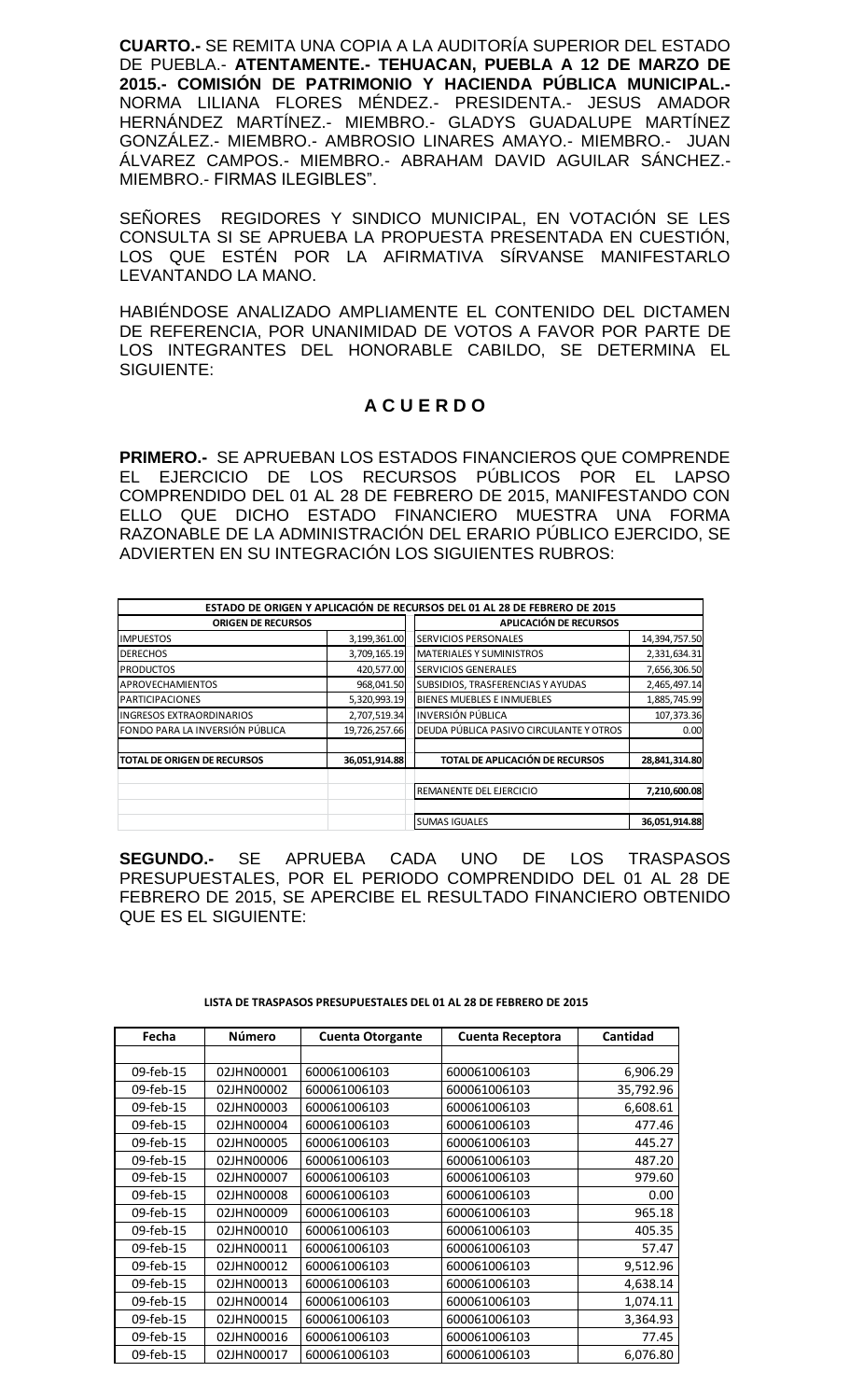**CUARTO.-** SE REMITA UNA COPIA A LA AUDITORÍA SUPERIOR DEL ESTADO DE PUEBLA.- **ATENTAMENTE.- TEHUACAN, PUEBLA A 12 DE MARZO DE 2015.- COMISIÓN DE PATRIMONIO Y HACIENDA PÚBLICA MUNICIPAL.-** NORMA LILIANA FLORES MÉNDEZ.- PRESIDENTA.- JESUS AMADOR HERNÁNDEZ MARTÍNEZ.- MIEMBRO.- GLADYS GUADALUPE MARTÍNEZ GONZÁLEZ.- MIEMBRO.- AMBROSIO LINARES AMAYO.- MIEMBRO.- JUAN ÁLVAREZ CAMPOS.- MIEMBRO.- ABRAHAM DAVID AGUILAR SÁNCHEZ.- MIEMBRO.- FIRMAS ILEGIBLES".

SEÑORES REGIDORES Y SINDICO MUNICIPAL, EN VOTACIÓN SE LES CONSULTA SI SE APRUEBA LA PROPUESTA PRESENTADA EN CUESTIÓN, LOS QUE ESTÉN POR LA AFIRMATIVA SÍRVANSE MANIFESTARLO LEVANTANDO LA MANO.

HABIÉNDOSE ANALIZADO AMPLIAMENTE EL CONTENIDO DEL DICTAMEN DE REFERENCIA, POR UNANIMIDAD DE VOTOS A FAVOR POR PARTE DE LOS INTEGRANTES DEL HONORABLE CABILDO, SE DETERMINA EL SIGUIENTE:

## A C U E R D O

**PRIMERO.-** SE APRUEBAN LOS ESTADOS FINANCIEROS QUE COMPRENDE EL EJERCICIO DE LOS RECURSOS PÚBLICOS POR EL LAPSO COMPRENDIDO DEL 01 AL 28 DE FEBRERO DE 2015, MANIFESTANDO CON ELLO QUE DICHO ESTADO FINANCIERO MUESTRA UNA FORMA RAZONABLE DE LA ADMINISTRACIÓN DEL ERARIO PÚBLICO EJERCIDO, SE ADVIERTEN EN SU INTEGRACIÓN LOS SIGUIENTES RUBROS:

| ESTADO DE ORIGEN Y APLICACIÓN DE RECURSOS DEL 01 AL 28 DE FEBRERO DE 2015 | | | |
|---|---|---|---|
| **ORIGEN DE RECURSOS** | | **APLICACIÓN DE RECURSOS** | |
| IMPUESTOS | 3,199,361.00 | SERVICIOS PERSONALES | 14,394,757.50 |
| DERECHOS | 3,709,165.19 | MATERIALES Y SUMINISTROS | 2,331,634.31 |
| PRODUCTOS | 420,577.00 | SERVICIOS GENERALES | 7,656,306.50 |
| APROVECHAMIENTOS | 968,041.50 | SUBSIDIOS, TRASFERENCIAS Y AYUDAS | 2,465,497.14 |
| PARTICIPACIONES | 5,320,993.19 | BIENES MUEBLES E INMUEBLES | 1,885,745.99 |
| INGRESOS EXTRAORDINARIOS | 2,707,519.34 | INVERSIÓN PÚBLICA | 107,373.36 |
| FONDO PARA LA INVERSIÓN PÚBLICA | 19,726,257.66 | DEUDA PÚBLICA PASIVO CIRCULANTE Y OTROS | 0.00 |
| **TOTAL DE ORIGEN DE RECURSOS** | **36,051,914.88** | **TOTAL DE APLICACIÓN DE RECURSOS** | **28,841,314.80** |
| | | REMANENTE DEL EJERCICIO | **7,210,600.08** |
| | | SUMAS IGUALES | **36,051,914.88** |

**SEGUNDO.-** SE APRUEBA CADA UNO DE LOS TRASPASOS PRESUPUESTALES, POR EL PERIODO COMPRENDIDO DEL 01 AL 28 DE FEBRERO DE 2015, SE APERCIBE EL RESULTADO FINANCIERO OBTENIDO QUE ES EL SIGUIENTE:

**LISTA DE TRASPASOS PRESUPUESTALES DEL 01 AL 28 DE FEBRERO DE 2015**

| Fecha | Número | Cuenta Otorgante | Cuenta Receptora | Cantidad |
|---|---|---|---|---|
| 09-feb-15 | 02JHN00001 | 600061006103 | 600061006103 | 6,906.29 |
| 09-feb-15 | 02JHN00002 | 600061006103 | 600061006103 | 35,792.96 |
| 09-feb-15 | 02JHN00003 | 600061006103 | 600061006103 | 6,608.61 |
| 09-feb-15 | 02JHN00004 | 600061006103 | 600061006103 | 477.46 |
| 09-feb-15 | 02JHN00005 | 600061006103 | 600061006103 | 445.27 |
| 09-feb-15 | 02JHN00006 | 600061006103 | 600061006103 | 487.20 |
| 09-feb-15 | 02JHN00007 | 600061006103 | 600061006103 | 979.60 |
| 09-feb-15 | 02JHN00008 | 600061006103 | 600061006103 | 0.00 |
| 09-feb-15 | 02JHN00009 | 600061006103 | 600061006103 | 965.18 |
| 09-feb-15 | 02JHN00010 | 600061006103 | 600061006103 | 405.35 |
| 09-feb-15 | 02JHN00011 | 600061006103 | 600061006103 | 57.47 |
| 09-feb-15 | 02JHN00012 | 600061006103 | 600061006103 | 9,512.96 |
| 09-feb-15 | 02JHN00013 | 600061006103 | 600061006103 | 4,638.14 |
| 09-feb-15 | 02JHN00014 | 600061006103 | 600061006103 | 1,074.11 |
| 09-feb-15 | 02JHN00015 | 600061006103 | 600061006103 | 3,364.93 |
| 09-feb-15 | 02JHN00016 | 600061006103 | 600061006103 | 77.45 |
| 09-feb-15 | 02JHN00017 | 600061006103 | 600061006103 | 6,076.80 |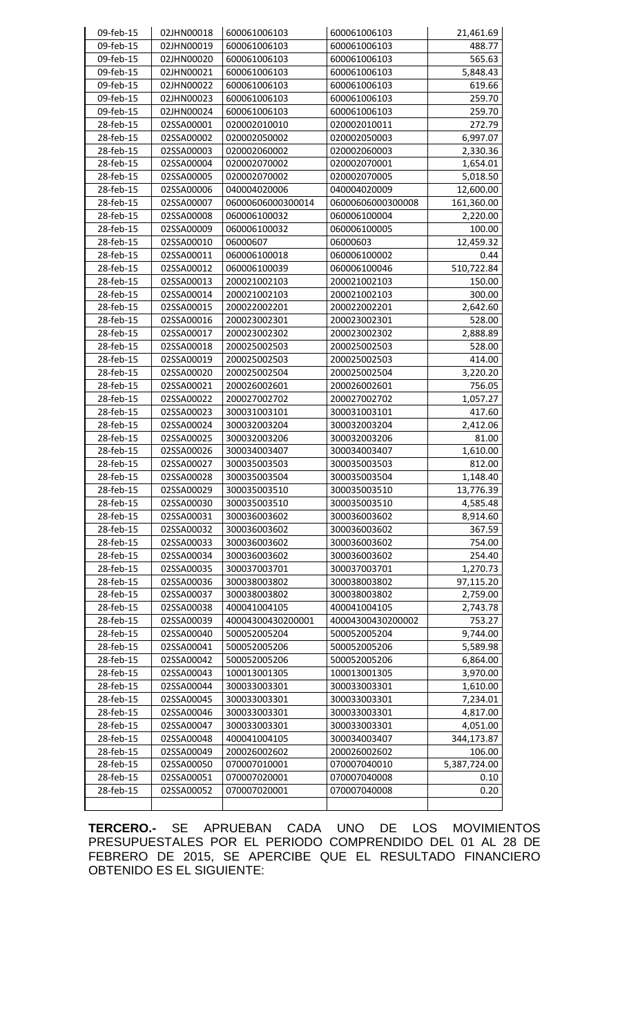| 09-feb-15 | 02JHN00018 | 600061006103 | 600061006103 | 21,461.69 |
|---|---|---|---|---|
| 09-feb-15 | 02JHN00019 | 600061006103 | 600061006103 | 488.77 |
| 09-feb-15 | 02JHN00020 | 600061006103 | 600061006103 | 565.63 |
| 09-feb-15 | 02JHN00021 | 600061006103 | 600061006103 | 5,848.43 |
| 09-feb-15 | 02JHN00022 | 600061006103 | 600061006103 | 619.66 |
| 09-feb-15 | 02JHN00023 | 600061006103 | 600061006103 | 259.70 |
| 09-feb-15 | 02JHN00024 | 600061006103 | 600061006103 | 259.70 |
| 28-feb-15 | 02SSA00001 | 020002010010 | 020002010011 | 272.79 |
| 28-feb-15 | 02SSA00002 | 020002050002 | 020002050003 | 6,997.07 |
| 28-feb-15 | 02SSA00003 | 020002060002 | 020002060003 | 2,330.36 |
| 28-feb-15 | 02SSA00004 | 020002070002 | 020002070001 | 1,654.01 |
| 28-feb-15 | 02SSA00005 | 020002070002 | 020002070005 | 5,018.50 |
| 28-feb-15 | 02SSA00006 | 040004020006 | 040004020009 | 12,600.00 |
| 28-feb-15 | 02SSA00007 | 06000606000300014 | 06000606000300008 | 161,360.00 |
| 28-feb-15 | 02SSA00008 | 060006100032 | 060006100004 | 2,220.00 |
| 28-feb-15 | 02SSA00009 | 060006100032 | 060006100005 | 100.00 |
| 28-feb-15 | 02SSA00010 | 06000607 | 06000603 | 12,459.32 |
| 28-feb-15 | 02SSA00011 | 060006100018 | 060006100002 | 0.44 |
| 28-feb-15 | 02SSA00012 | 060006100039 | 060006100046 | 510,722.84 |
| 28-feb-15 | 02SSA00013 | 200021002103 | 200021002103 | 150.00 |
| 28-feb-15 | 02SSA00014 | 200021002103 | 200021002103 | 300.00 |
| 28-feb-15 | 02SSA00015 | 200022002201 | 200022002201 | 2,642.60 |
| 28-feb-15 | 02SSA00016 | 200023002301 | 200023002301 | 528.00 |
| 28-feb-15 | 02SSA00017 | 200023002302 | 200023002302 | 2,888.89 |
| 28-feb-15 | 02SSA00018 | 200025002503 | 200025002503 | 528.00 |
| 28-feb-15 | 02SSA00019 | 200025002503 | 200025002503 | 414.00 |
| 28-feb-15 | 02SSA00020 | 200025002504 | 200025002504 | 3,220.20 |
| 28-feb-15 | 02SSA00021 | 200026002601 | 200026002601 | 756.05 |
| 28-feb-15 | 02SSA00022 | 200027002702 | 200027002702 | 1,057.27 |
| 28-feb-15 | 02SSA00023 | 300031003101 | 300031003101 | 417.60 |
| 28-feb-15 | 02SSA00024 | 300032003204 | 300032003204 | 2,412.06 |
| 28-feb-15 | 02SSA00025 | 300032003206 | 300032003206 | 81.00 |
| 28-feb-15 | 02SSA00026 | 300034003407 | 300034003407 | 1,610.00 |
| 28-feb-15 | 02SSA00027 | 300035003503 | 300035003503 | 812.00 |
| 28-feb-15 | 02SSA00028 | 300035003504 | 300035003504 | 1,148.40 |
| 28-feb-15 | 02SSA00029 | 300035003510 | 300035003510 | 13,776.39 |
| 28-feb-15 | 02SSA00030 | 300035003510 | 300035003510 | 4,585.48 |
| 28-feb-15 | 02SSA00031 | 300036003602 | 300036003602 | 8,914.60 |
| 28-feb-15 | 02SSA00032 | 300036003602 | 300036003602 | 367.59 |
| 28-feb-15 | 02SSA00033 | 300036003602 | 300036003602 | 754.00 |
| 28-feb-15 | 02SSA00034 | 300036003602 | 300036003602 | 254.40 |
| 28-feb-15 | 02SSA00035 | 300037003701 | 300037003701 | 1,270.73 |
| 28-feb-15 | 02SSA00036 | 300038003802 | 300038003802 | 97,115.20 |
| 28-feb-15 | 02SSA00037 | 300038003802 | 300038003802 | 2,759.00 |
| 28-feb-15 | 02SSA00038 | 400041004105 | 400041004105 | 2,743.78 |
| 28-feb-15 | 02SSA00039 | 40004300430200001 | 40004300430200002 | 753.27 |
| 28-feb-15 | 02SSA00040 | 500052005204 | 500052005204 | 9,744.00 |
| 28-feb-15 | 02SSA00041 | 500052005206 | 500052005206 | 5,589.98 |
| 28-feb-15 | 02SSA00042 | 500052005206 | 500052005206 | 6,864.00 |
| 28-feb-15 | 02SSA00043 | 100013001305 | 100013001305 | 3,970.00 |
| 28-feb-15 | 02SSA00044 | 300033003301 | 300033003301 | 1,610.00 |
| 28-feb-15 | 02SSA00045 | 300033003301 | 300033003301 | 7,234.01 |
| 28-feb-15 | 02SSA00046 | 300033003301 | 300033003301 | 4,817.00 |
| 28-feb-15 | 02SSA00047 | 300033003301 | 300033003301 | 4,051.00 |
| 28-feb-15 | 02SSA00048 | 400041004105 | 300034003407 | 344,173.87 |
| 28-feb-15 | 02SSA00049 | 200026002602 | 200026002602 | 106.00 |
| 28-feb-15 | 02SSA00050 | 070007010001 | 070007040010 | 5,387,724.00 |
| 28-feb-15 | 02SSA00051 | 070007020001 | 070007040008 | 0.10 |
| 28-feb-15 | 02SSA00052 | 070007020001 | 070007040008 | 0.20 |

**TERCERO.-** SE APRUEBAN CADA UNO DE LOS MOVIMIENTOS PRESUPUESTALES POR EL PERIODO COMPRENDIDO DEL 01 AL 28 DE FEBRERO DE 2015, SE APERCIBE QUE EL RESULTADO FINANCIERO OBTENIDO ES EL SIGUIENTE: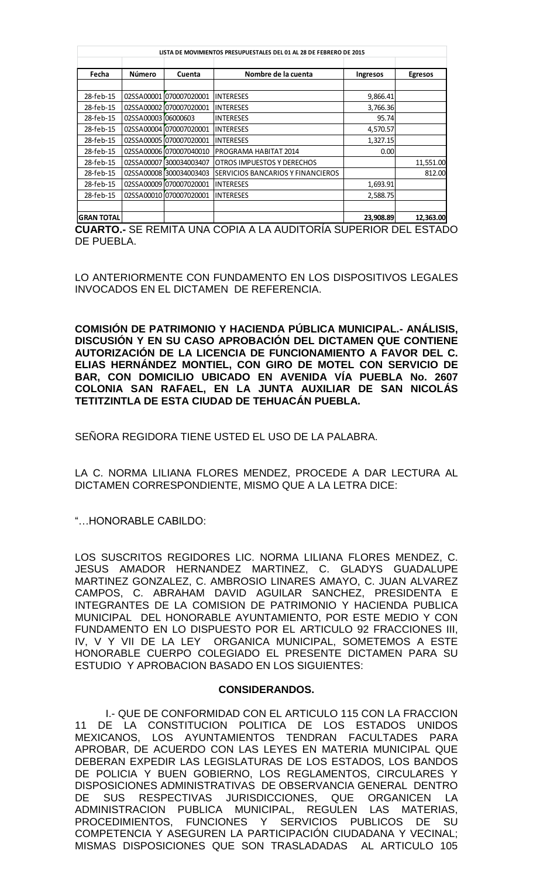| LISTA DE MOVIMIENTOS PRESUPUESTALES DEL 01 AL 28 DE FEBRERO DE 2015 | | | | | |
|---|---|---|---|---|---|
| **Fecha** | **Número** | **Cuenta** | **Nombre de la cuenta** | **Ingresos** | **Egresos** |
| 28-feb-15 | 02SSA00001 | 070007020001 | INTERESES | 9,866.41 | |
| 28-feb-15 | 02SSA00002 | 070007020001 | INTERESES | 3,766.36 | |
| 28-feb-15 | 02SSA00003 | 06000603 | INTERESES | 95.74 | |
| 28-feb-15 | 02SSA00004 | 070007020001 | INTERESES | 4,570.57 | |
| 28-feb-15 | 02SSA00005 | 070007020001 | INTERESES | 1,327.15 | |
| 28-feb-15 | 02SSA00006 | 070007040010 | PROGRAMA HABITAT 2014 | 0.00 | |
| 28-feb-15 | 02SSA00007 | 300034003407 | OTROS IMPUESTOS Y DERECHOS | | 11,551.00 |
| 28-feb-15 | 02SSA00008 | 300034003403 | SERVICIOS BANCARIOS Y FINANCIEROS | | 812.00 |
| 28-feb-15 | 02SSA00009 | 070007020001 | INTERESES | 1,693.91 | |
| 28-feb-15 | 02SSA00010 | 070007020001 | INTERESES | 2,588.75 | |
| **GRAN TOTAL** | | | | **23,908.89** | **12,363.00** |

**CUARTO.-** SE REMITA UNA COPIA A LA AUDITORÍA SUPERIOR DEL ESTADO DE PUEBLA.

LO ANTERIORMENTE CON FUNDAMENTO EN LOS DISPOSITIVOS LEGALES INVOCADOS EN EL DICTAMEN DE REFERENCIA.

**COMISIÓN DE PATRIMONIO Y HACIENDA PÚBLICA MUNICIPAL.- ANÁLISIS, DISCUSIÓN Y EN SU CASO APROBACIÓN DEL DICTAMEN QUE CONTIENE AUTORIZACIÓN DE LA LICENCIA DE FUNCIONAMIENTO A FAVOR DEL C. ELIAS HERNÁNDEZ MONTIEL, CON GIRO DE MOTEL CON SERVICIO DE BAR, CON DOMICILIO UBICADO EN AVENIDA VÍA PUEBLA No. 2607 COLONIA SAN RAFAEL, EN LA JUNTA AUXILIAR DE SAN NICOLÁS TETITZINTLA DE ESTA CIUDAD DE TEHUACÁN PUEBLA.**

SEÑORA REGIDORA TIENE USTED EL USO DE LA PALABRA.

LA C. NORMA LILIANA FLORES MENDEZ, PROCEDE A DAR LECTURA AL DICTAMEN CORRESPONDIENTE, MISMO QUE A LA LETRA DICE:

"…HONORABLE CABILDO:

LOS SUSCRITOS REGIDORES LIC. NORMA LILIANA FLORES MENDEZ, C. JESUS AMADOR HERNANDEZ MARTINEZ, C. GLADYS GUADALUPE MARTINEZ GONZALEZ, C. AMBROSIO LINARES AMAYO, C. JUAN ALVAREZ CAMPOS, C. ABRAHAM DAVID AGUILAR SANCHEZ, PRESIDENTA E INTEGRANTES DE LA COMISION DE PATRIMONIO Y HACIENDA PUBLICA MUNICIPAL DEL HONORABLE AYUNTAMIENTO, POR ESTE MEDIO Y CON FUNDAMENTO EN LO DISPUESTO POR EL ARTICULO 92 FRACCIONES III, IV, V Y VII DE LA LEY ORGANICA MUNICIPAL, SOMETEMOS A ESTE HONORABLE CUERPO COLEGIADO EL PRESENTE DICTAMEN PARA SU ESTUDIO Y APROBACION BASADO EN LOS SIGUIENTES:

**CONSIDERANDOS.**

I.- QUE DE CONFORMIDAD CON EL ARTICULO 115 CON LA FRACCION 11 DE LA CONSTITUCION POLITICA DE LOS ESTADOS UNIDOS MEXICANOS, LOS AYUNTAMIENTOS TENDRAN FACULTADES PARA APROBAR, DE ACUERDO CON LAS LEYES EN MATERIA MUNICIPAL QUE DEBERAN EXPEDIR LAS LEGISLATURAS DE LOS ESTADOS, LOS BANDOS DE POLICIA Y BUEN GOBIERNO, LOS REGLAMENTOS, CIRCULARES Y DISPOSICIONES ADMINISTRATIVAS DE OBSERVANCIA GENERAL DENTRO DE SUS RESPECTIVAS JURISDICCIONES, QUE ORGANICEN LA ADMINISTRACION PUBLICA MUNICIPAL, REGULEN LAS MATERIAS, PROCEDIMIENTOS, FUNCIONES Y SERVICIOS PUBLICOS DE SU COMPETENCIA Y ASEGUREN LA PARTICIPACIÓN CIUDADANA Y VECINAL; MISMAS DISPOSICIONES QUE SON TRASLADADAS AL ARTICULO 105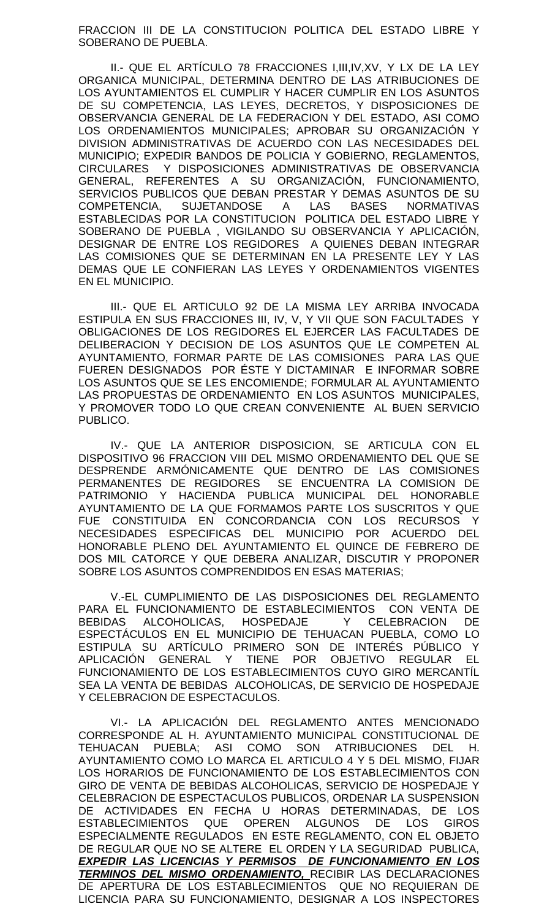FRACCION III DE LA CONSTITUCION POLITICA DEL ESTADO LIBRE Y SOBERANO DE PUEBLA.

II.- QUE EL ARTÍCULO 78 FRACCIONES I,III,IV,XV, Y LX DE LA LEY ORGANICA MUNICIPAL, DETERMINA DENTRO DE LAS ATRIBUCIONES DE LOS AYUNTAMIENTOS EL CUMPLIR Y HACER CUMPLIR EN LOS ASUNTOS DE SU COMPETENCIA, LAS LEYES, DECRETOS, Y DISPOSICIONES DE OBSERVANCIA GENERAL DE LA FEDERACION Y DEL ESTADO, ASI COMO LOS ORDENAMIENTOS MUNICIPALES; APROBAR SU ORGANIZACIÓN Y DIVISION ADMINISTRATIVAS DE ACUERDO CON LAS NECESIDADES DEL MUNICIPIO; EXPEDIR BANDOS DE POLICIA Y GOBIERNO, REGLAMENTOS, CIRCULARES Y DISPOSICIONES ADMINISTRATIVAS DE OBSERVANCIA GENERAL, REFERENTES A SU ORGANIZACIÓN, FUNCIONAMIENTO, SERVICIOS PUBLICOS QUE DEBAN PRESTAR Y DEMAS ASUNTOS DE SU COMPETENCIA, SUJETANDOSE A LAS BASES NORMATIVAS ESTABLECIDAS POR LA CONSTITUCION POLITICA DEL ESTADO LIBRE Y SOBERANO DE PUEBLA , VIGILANDO SU OBSERVANCIA Y APLICACIÓN, DESIGNAR DE ENTRE LOS REGIDORES A QUIENES DEBAN INTEGRAR LAS COMISIONES QUE SE DETERMINAN EN LA PRESENTE LEY Y LAS DEMAS QUE LE CONFIERAN LAS LEYES Y ORDENAMIENTOS VIGENTES EN EL MUNICIPIO.

III.- QUE EL ARTICULO 92 DE LA MISMA LEY ARRIBA INVOCADA ESTIPULA EN SUS FRACCIONES III, IV, V, Y VII QUE SON FACULTADES Y OBLIGACIONES DE LOS REGIDORES EL EJERCER LAS FACULTADES DE DELIBERACION Y DECISION DE LOS ASUNTOS QUE LE COMPETEN AL AYUNTAMIENTO, FORMAR PARTE DE LAS COMISIONES PARA LAS QUE FUEREN DESIGNADOS POR ÉSTE Y DICTAMINAR E INFORMAR SOBRE LOS ASUNTOS QUE SE LES ENCOMIENDE; FORMULAR AL AYUNTAMIENTO LAS PROPUESTAS DE ORDENAMIENTO EN LOS ASUNTOS MUNICIPALES, Y PROMOVER TODO LO QUE CREAN CONVENIENTE AL BUEN SERVICIO PUBLICO.

IV.- QUE LA ANTERIOR DISPOSICION, SE ARTICULA CON EL DISPOSITIVO 96 FRACCION VIII DEL MISMO ORDENAMIENTO DEL QUE SE DESPRENDE ARMÓNICAMENTE QUE DENTRO DE LAS COMISIONES PERMANENTES DE REGIDORES SE ENCUENTRA LA COMISION DE PATRIMONIO Y HACIENDA PUBLICA MUNICIPAL DEL HONORABLE AYUNTAMIENTO DE LA QUE FORMAMOS PARTE LOS SUSCRITOS Y QUE FUE CONSTITUIDA EN CONCORDANCIA CON LOS RECURSOS Y NECESIDADES ESPECIFICAS DEL MUNICIPIO POR ACUERDO DEL HONORABLE PLENO DEL AYUNTAMIENTO EL QUINCE DE FEBRERO DE DOS MIL CATORCE Y QUE DEBERA ANALIZAR, DISCUTIR Y PROPONER SOBRE LOS ASUNTOS COMPRENDIDOS EN ESAS MATERIAS;

V.-EL CUMPLIMIENTO DE LAS DISPOSICIONES DEL REGLAMENTO PARA EL FUNCIONAMIENTO DE ESTABLECIMIENTOS CON VENTA DE BEBIDAS ALCOHOLICAS, HOSPEDAJE Y CELEBRACION DE ESPECTÁCULOS EN EL MUNICIPIO DE TEHUACAN PUEBLA, COMO LO ESTIPULA SU ARTÍCULO PRIMERO SON DE INTERÉS PÚBLICO Y APLICACIÓN GENERAL Y TIENE POR OBJETIVO REGULAR EL FUNCIONAMIENTO DE LOS ESTABLECIMIENTOS CUYO GIRO MERCANTÍL SEA LA VENTA DE BEBIDAS ALCOHOLICAS, DE SERVICIO DE HOSPEDAJE Y CELEBRACION DE ESPECTACULOS.

VI.- LA APLICACIÓN DEL REGLAMENTO ANTES MENCIONADO CORRESPONDE AL H. AYUNTAMIENTO MUNICIPAL CONSTITUCIONAL DE TEHUACAN PUEBLA; ASI COMO SON ATRIBUCIONES DEL H. AYUNTAMIENTO COMO LO MARCA EL ARTICULO 4 Y 5 DEL MISMO, FIJAR LOS HORARIOS DE FUNCIONAMIENTO DE LOS ESTABLECIMIENTOS CON GIRO DE VENTA DE BEBIDAS ALCOHOLICAS, SERVICIO DE HOSPEDAJE Y CELEBRACION DE ESPECTACULOS PUBLICOS, ORDENAR LA SUSPENSION DE ACTIVIDADES EN FECHA U HORAS DETERMINADAS, DE LOS ESTABLECIMIENTOS QUE OPEREN ALGUNOS DE LOS GIROS ESPECIALMENTE REGULADOS EN ESTE REGLAMENTO, CON EL OBJETO DE REGULAR QUE NO SE ALTERE EL ORDEN Y LA SEGURIDAD PUBLICA, ***EXPEDIR LAS LICENCIAS Y PERMISOS DE FUNCIONAMIENTO EN LOS TERMINOS DEL MISMO ORDENAMIENTO,*** RECIBIR LAS DECLARACIONES DE APERTURA DE LOS ESTABLECIMIENTOS QUE NO REQUIERAN DE LICENCIA PARA SU FUNCIONAMIENTO, DESIGNAR A LOS INSPECTORES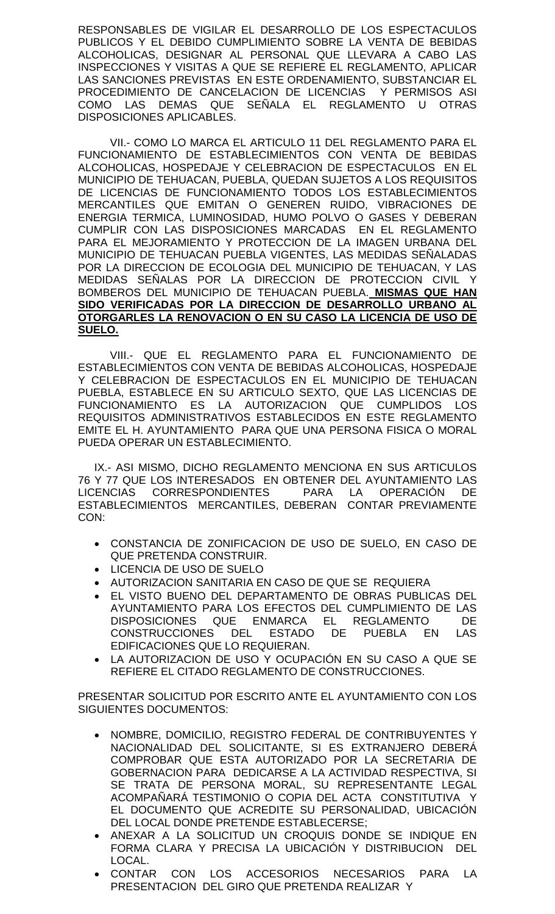RESPONSABLES DE VIGILAR EL DESARROLLO DE LOS ESPECTACULOS PUBLICOS Y EL DEBIDO CUMPLIMIENTO SOBRE LA VENTA DE BEBIDAS ALCOHOLICAS, DESIGNAR AL PERSONAL QUE LLEVARA A CABO LAS INSPECCIONES Y VISITAS A QUE SE REFIERE EL REGLAMENTO, APLICAR LAS SANCIONES PREVISTAS EN ESTE ORDENAMIENTO, SUBSTANCIAR EL PROCEDIMIENTO DE CANCELACION DE LICENCIAS Y PERMISOS ASI COMO LAS DEMAS QUE SEÑALA EL REGLAMENTO U OTRAS DISPOSICIONES APLICABLES.

VII.- COMO LO MARCA EL ARTICULO 11 DEL REGLAMENTO PARA EL FUNCIONAMIENTO DE ESTABLECIMIENTOS CON VENTA DE BEBIDAS ALCOHOLICAS, HOSPEDAJE Y CELEBRACION DE ESPECTACULOS EN EL MUNICIPIO DE TEHUACAN, PUEBLA, QUEDAN SUJETOS A LOS REQUISITOS DE LICENCIAS DE FUNCIONAMIENTO TODOS LOS ESTABLECIMIENTOS MERCANTILES QUE EMITAN O GENEREN RUIDO, VIBRACIONES DE ENERGIA TERMICA, LUMINOSIDAD, HUMO POLVO O GASES Y DEBERAN CUMPLIR CON LAS DISPOSICIONES MARCADAS EN EL REGLAMENTO PARA EL MEJORAMIENTO Y PROTECCION DE LA IMAGEN URBANA DEL MUNICIPIO DE TEHUACAN PUEBLA VIGENTES, LAS MEDIDAS SEÑALADAS POR LA DIRECCION DE ECOLOGIA DEL MUNICIPIO DE TEHUACAN, Y LAS MEDIDAS SEÑALAS POR LA DIRECCION DE PROTECCION CIVIL Y BOMBEROS DEL MUNICIPIO DE TEHUACAN PUEBLA. **MISMAS QUE HAN SIDO VERIFICADAS POR LA DIRECCION DE DESARROLLO URBANO AL OTORGARLES LA RENOVACION O EN SU CASO LA LICENCIA DE USO DE SUELO.**

VIII.- QUE EL REGLAMENTO PARA EL FUNCIONAMIENTO DE ESTABLECIMIENTOS CON VENTA DE BEBIDAS ALCOHOLICAS, HOSPEDAJE Y CELEBRACION DE ESPECTACULOS EN EL MUNICIPIO DE TEHUACAN PUEBLA, ESTABLECE EN SU ARTICULO SEXTO, QUE LAS LICENCIAS DE FUNCIONAMIENTO ES LA AUTORIZACION QUE CUMPLIDOS LOS REQUISITOS ADMINISTRATIVOS ESTABLECIDOS EN ESTE REGLAMENTO EMITE EL H. AYUNTAMIENTO PARA QUE UNA PERSONA FISICA O MORAL PUEDA OPERAR UN ESTABLECIMIENTO.

IX.- ASI MISMO, DICHO REGLAMENTO MENCIONA EN SUS ARTICULOS 76 Y 77 QUE LOS INTERESADOS EN OBTENER DEL AYUNTAMIENTO LAS LICENCIAS CORRESPONDIENTES PARA LA OPERACIÓN DE ESTABLECIMIENTOS MERCANTILES, DEBERAN CONTAR PREVIAMENTE CON:

- CONSTANCIA DE ZONIFICACION DE USO DE SUELO, EN CASO DE QUE PRETENDA CONSTRUIR.
- LICENCIA DE USO DE SUELO
- AUTORIZACION SANITARIA EN CASO DE QUE SE REQUIERA
- EL VISTO BUENO DEL DEPARTAMENTO DE OBRAS PUBLICAS DEL AYUNTAMIENTO PARA LOS EFECTOS DEL CUMPLIMIENTO DE LAS DISPOSICIONES QUE ENMARCA EL REGLAMENTO DE CONSTRUCCIONES DEL ESTADO DE PUEBLA EN LAS EDIFICACIONES QUE LO REQUIERAN.
- LA AUTORIZACION DE USO Y OCUPACIÓN EN SU CASO A QUE SE REFIERE EL CITADO REGLAMENTO DE CONSTRUCCIONES.

PRESENTAR SOLICITUD POR ESCRITO ANTE EL AYUNTAMIENTO CON LOS SIGUIENTES DOCUMENTOS:

- NOMBRE, DOMICILIO, REGISTRO FEDERAL DE CONTRIBUYENTES Y NACIONALIDAD DEL SOLICITANTE, SI ES EXTRANJERO DEBERÁ COMPROBAR QUE ESTA AUTORIZADO POR LA SECRETARIA DE GOBERNACION PARA DEDICARSE A LA ACTIVIDAD RESPECTIVA, SI SE TRATA DE PERSONA MORAL, SU REPRESENTANTE LEGAL ACOMPAÑARÁ TESTIMONIO O COPIA DEL ACTA CONSTITUTIVA Y EL DOCUMENTO QUE ACREDITE SU PERSONALIDAD, UBICACIÓN DEL LOCAL DONDE PRETENDE ESTABLECERSE;
- ANEXAR A LA SOLICITUD UN CROQUIS DONDE SE INDIQUE EN FORMA CLARA Y PRECISA LA UBICACIÓN Y DISTRIBUCION DEL LOCAL.
- CONTAR CON LOS ACCESORIOS NECESARIOS PARA LA PRESENTACION DEL GIRO QUE PRETENDA REALIZAR Y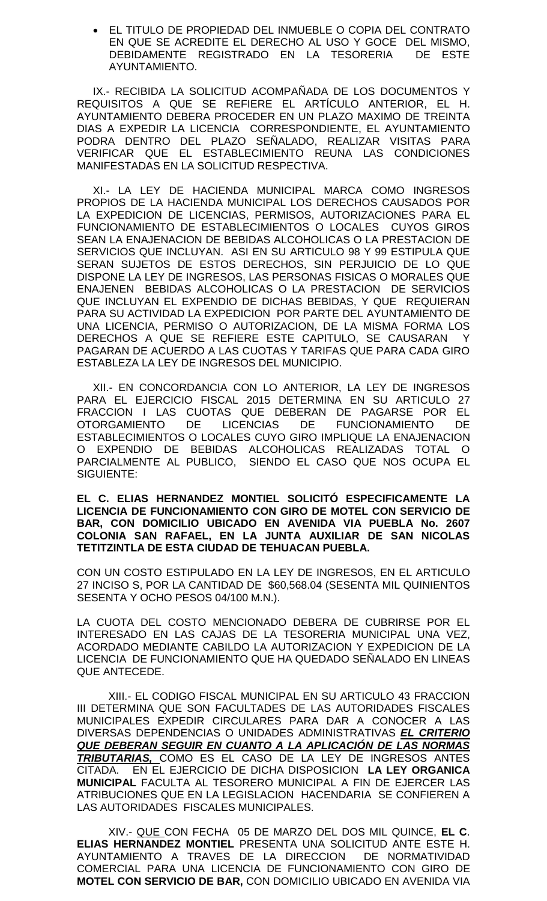- EL TITULO DE PROPIEDAD DEL INMUEBLE O COPIA DEL CONTRATO EN QUE SE ACREDITE EL DERECHO AL USO Y GOCE DEL MISMO, DEBIDAMENTE REGISTRADO EN LA TESORERIA DE ESTE AYUNTAMIENTO.

IX.- RECIBIDA LA SOLICITUD ACOMPAÑADA DE LOS DOCUMENTOS Y REQUISITOS A QUE SE REFIERE EL ARTÍCULO ANTERIOR, EL H. AYUNTAMIENTO DEBERA PROCEDER EN UN PLAZO MAXIMO DE TREINTA DIAS A EXPEDIR LA LICENCIA CORRESPONDIENTE, EL AYUNTAMIENTO PODRA DENTRO DEL PLAZO SEÑALADO, REALIZAR VISITAS PARA VERIFICAR QUE EL ESTABLECIMIENTO REUNA LAS CONDICIONES MANIFESTADAS EN LA SOLICITUD RESPECTIVA.

XI.- LA LEY DE HACIENDA MUNICIPAL MARCA COMO INGRESOS PROPIOS DE LA HACIENDA MUNICIPAL LOS DERECHOS CAUSADOS POR LA EXPEDICION DE LICENCIAS, PERMISOS, AUTORIZACIONES PARA EL FUNCIONAMIENTO DE ESTABLECIMIENTOS O LOCALES CUYOS GIROS SEAN LA ENAJENACION DE BEBIDAS ALCOHOLICAS O LA PRESTACION DE SERVICIOS QUE INCLUYAN. ASI EN SU ARTICULO 98 Y 99 ESTIPULA QUE SERAN SUJETOS DE ESTOS DERECHOS, SIN PERJUICIO DE LO QUE DISPONE LA LEY DE INGRESOS, LAS PERSONAS FISICAS O MORALES QUE ENAJENEN BEBIDAS ALCOHOLICAS O LA PRESTACION DE SERVICIOS QUE INCLUYAN EL EXPENDIO DE DICHAS BEBIDAS, Y QUE REQUIERAN PARA SU ACTIVIDAD LA EXPEDICION POR PARTE DEL AYUNTAMIENTO DE UNA LICENCIA, PERMISO O AUTORIZACION, DE LA MISMA FORMA LOS DERECHOS A QUE SE REFIERE ESTE CAPITULO, SE CAUSARAN Y PAGARAN DE ACUERDO A LAS CUOTAS Y TARIFAS QUE PARA CADA GIRO ESTABLEZA LA LEY DE INGRESOS DEL MUNICIPIO.

XII.- EN CONCORDANCIA CON LO ANTERIOR, LA LEY DE INGRESOS PARA EL EJERCICIO FISCAL 2015 DETERMINA EN SU ARTICULO 27 FRACCION I LAS CUOTAS QUE DEBERAN DE PAGARSE POR EL OTORGAMIENTO DE LICENCIAS DE FUNCIONAMIENTO DE ESTABLECIMIENTOS O LOCALES CUYO GIRO IMPLIQUE LA ENAJENACION O EXPENDIO DE BEBIDAS ALCOHOLICAS REALIZADAS TOTAL O PARCIALMENTE AL PUBLICO, SIENDO EL CASO QUE NOS OCUPA EL SIGUIENTE:

**EL C. ELIAS HERNANDEZ MONTIEL SOLICITÓ ESPECIFICAMENTE LA LICENCIA DE FUNCIONAMIENTO CON GIRO DE MOTEL CON SERVICIO DE BAR, CON DOMICILIO UBICADO EN AVENIDA VIA PUEBLA No. 2607 COLONIA SAN RAFAEL, EN LA JUNTA AUXILIAR DE SAN NICOLAS TETITZINTLA DE ESTA CIUDAD DE TEHUACAN PUEBLA.**

CON UN COSTO ESTIPULADO EN LA LEY DE INGRESOS, EN EL ARTICULO 27 INCISO S, POR LA CANTIDAD DE $60,568.04 (SESENTA MIL QUINIENTOS SESENTA Y OCHO PESOS 04/100 M.N.).

LA CUOTA DEL COSTO MENCIONADO DEBERA DE CUBRIRSE POR EL INTERESADO EN LAS CAJAS DE LA TESORERIA MUNICIPAL UNA VEZ, ACORDADO MEDIANTE CABILDO LA AUTORIZACION Y EXPEDICION DE LA LICENCIA DE FUNCIONAMIENTO QUE HA QUEDADO SEÑALADO EN LINEAS QUE ANTECEDE.

XIII.- EL CODIGO FISCAL MUNICIPAL EN SU ARTICULO 43 FRACCION III DETERMINA QUE SON FACULTADES DE LAS AUTORIDADES FISCALES MUNICIPALES EXPEDIR CIRCULARES PARA DAR A CONOCER A LAS DIVERSAS DEPENDENCIAS O UNIDADES ADMINISTRATIVAS ***EL CRITERIO QUE DEBERAN SEGUIR EN CUANTO A LA APLICACIÓN DE LAS NORMAS TRIBUTARIAS,*** COMO ES EL CASO DE LA LEY DE INGRESOS ANTES CITADA. EN EL EJERCICIO DE DICHA DISPOSICION **LA LEY ORGANICA MUNICIPAL** FACULTA AL TESORERO MUNICIPAL A FIN DE EJERCER LAS ATRIBUCIONES QUE EN LA LEGISLACION HACENDARIA SE CONFIEREN A LAS AUTORIDADES FISCALES MUNICIPALES.

XIV.- QUE CON FECHA 05 DE MARZO DEL DOS MIL QUINCE, **EL C. ELIAS HERNANDEZ MONTIEL** PRESENTA UNA SOLICITUD ANTE ESTE H. AYUNTAMIENTO A TRAVES DE LA DIRECCION DE NORMATIVIDAD COMERCIAL PARA UNA LICENCIA DE FUNCIONAMIENTO CON GIRO DE **MOTEL CON SERVICIO DE BAR,** CON DOMICILIO UBICADO EN AVENIDA VIA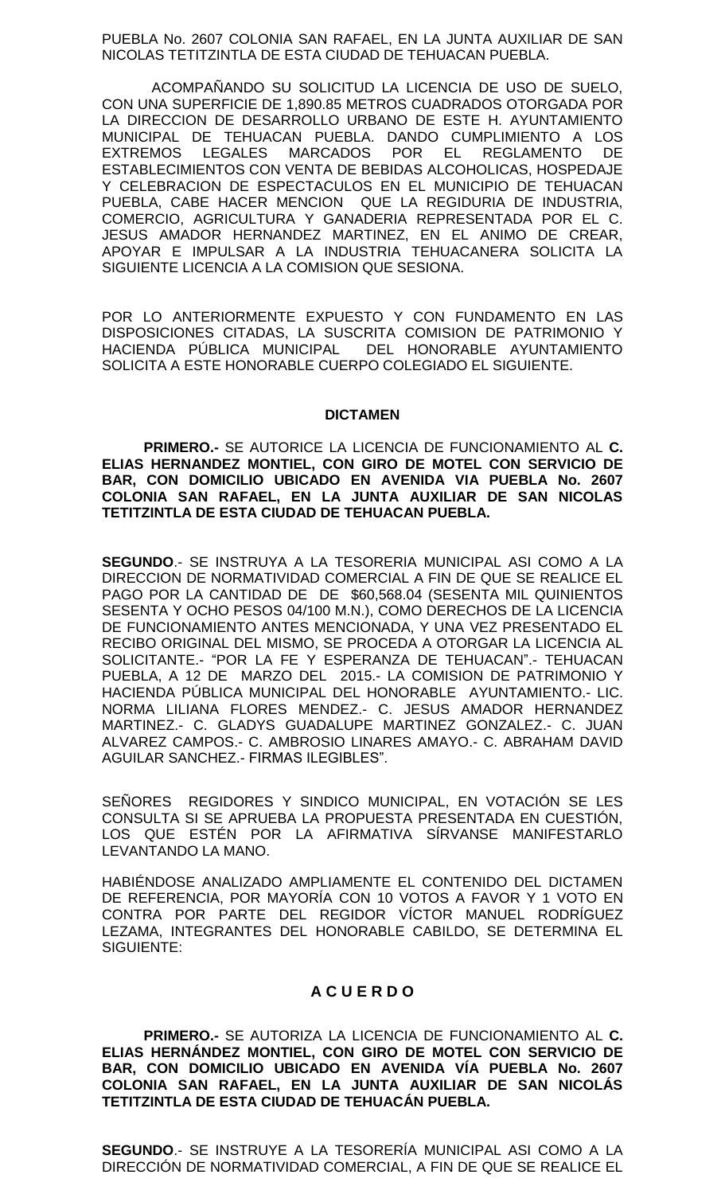PUEBLA No. 2607 COLONIA SAN RAFAEL, EN LA JUNTA AUXILIAR DE SAN NICOLAS TETITZINTLA DE ESTA CIUDAD DE TEHUACAN PUEBLA.

ACOMPAÑANDO SU SOLICITUD LA LICENCIA DE USO DE SUELO, CON UNA SUPERFICIE DE 1,890.85 METROS CUADRADOS OTORGADA POR LA DIRECCION DE DESARROLLO URBANO DE ESTE H. AYUNTAMIENTO MUNICIPAL DE TEHUACAN PUEBLA. DANDO CUMPLIMIENTO A LOS EXTREMOS LEGALES MARCADOS POR EL REGLAMENTO DE ESTABLECIMIENTOS CON VENTA DE BEBIDAS ALCOHOLICAS, HOSPEDAJE Y CELEBRACION DE ESPECTACULOS EN EL MUNICIPIO DE TEHUACAN PUEBLA, CABE HACER MENCION QUE LA REGIDURIA DE INDUSTRIA, COMERCIO, AGRICULTURA Y GANADERIA REPRESENTADA POR EL C. JESUS AMADOR HERNANDEZ MARTINEZ, EN EL ANIMO DE CREAR, APOYAR E IMPULSAR A LA INDUSTRIA TEHUACANERA SOLICITA LA SIGUIENTE LICENCIA A LA COMISION QUE SESIONA.

POR LO ANTERIORMENTE EXPUESTO Y CON FUNDAMENTO EN LAS DISPOSICIONES CITADAS, LA SUSCRITA COMISION DE PATRIMONIO Y HACIENDA PÚBLICA MUNICIPAL DEL HONORABLE AYUNTAMIENTO SOLICITA A ESTE HONORABLE CUERPO COLEGIADO EL SIGUIENTE.

## DICTAMEN

**PRIMERO.-** SE AUTORICE LA LICENCIA DE FUNCIONAMIENTO AL **C. ELIAS HERNANDEZ MONTIEL, CON GIRO DE MOTEL CON SERVICIO DE BAR, CON DOMICILIO UBICADO EN AVENIDA VIA PUEBLA No. 2607 COLONIA SAN RAFAEL, EN LA JUNTA AUXILIAR DE SAN NICOLAS TETITZINTLA DE ESTA CIUDAD DE TEHUACAN PUEBLA.**

**SEGUNDO**.- SE INSTRUYA A LA TESORERIA MUNICIPAL ASI COMO A LA DIRECCION DE NORMATIVIDAD COMERCIAL A FIN DE QUE SE REALICE EL PAGO POR LA CANTIDAD DE DE $60,568.04 (SESENTA MIL QUINIENTOS SESENTA Y OCHO PESOS 04/100 M.N.), COMO DERECHOS DE LA LICENCIA DE FUNCIONAMIENTO ANTES MENCIONADA, Y UNA VEZ PRESENTADO EL RECIBO ORIGINAL DEL MISMO, SE PROCEDA A OTORGAR LA LICENCIA AL SOLICITANTE.- "POR LA FE Y ESPERANZA DE TEHUACAN".- TEHUACAN PUEBLA, A 12 DE MARZO DEL 2015.- LA COMISION DE PATRIMONIO Y HACIENDA PÚBLICA MUNICIPAL DEL HONORABLE AYUNTAMIENTO.- LIC. NORMA LILIANA FLORES MENDEZ.- C. JESUS AMADOR HERNANDEZ MARTINEZ.- C. GLADYS GUADALUPE MARTINEZ GONZALEZ.- C. JUAN ALVAREZ CAMPOS.- C. AMBROSIO LINARES AMAYO.- C. ABRAHAM DAVID AGUILAR SANCHEZ.- FIRMAS ILEGIBLES".

SEÑORES REGIDORES Y SINDICO MUNICIPAL, EN VOTACIÓN SE LES CONSULTA SI SE APRUEBA LA PROPUESTA PRESENTADA EN CUESTIÓN, LOS QUE ESTÉN POR LA AFIRMATIVA SÍRVANSE MANIFESTARLO LEVANTANDO LA MANO.

HABIÉNDOSE ANALIZADO AMPLIAMENTE EL CONTENIDO DEL DICTAMEN DE REFERENCIA, POR MAYORÍA CON 10 VOTOS A FAVOR Y 1 VOTO EN CONTRA POR PARTE DEL REGIDOR VÍCTOR MANUEL RODRÍGUEZ LEZAMA, INTEGRANTES DEL HONORABLE CABILDO, SE DETERMINA EL SIGUIENTE:

## A C U E R D O

**PRIMERO.-** SE AUTORIZA LA LICENCIA DE FUNCIONAMIENTO AL **C. ELIAS HERNÁNDEZ MONTIEL, CON GIRO DE MOTEL CON SERVICIO DE BAR, CON DOMICILIO UBICADO EN AVENIDA VÍA PUEBLA No. 2607 COLONIA SAN RAFAEL, EN LA JUNTA AUXILIAR DE SAN NICOLÁS TETITZINTLA DE ESTA CIUDAD DE TEHUACÁN PUEBLA.**

**SEGUNDO**.- SE INSTRUYE A LA TESORERÍA MUNICIPAL ASI COMO A LA DIRECCIÓN DE NORMATIVIDAD COMERCIAL, A FIN DE QUE SE REALICE EL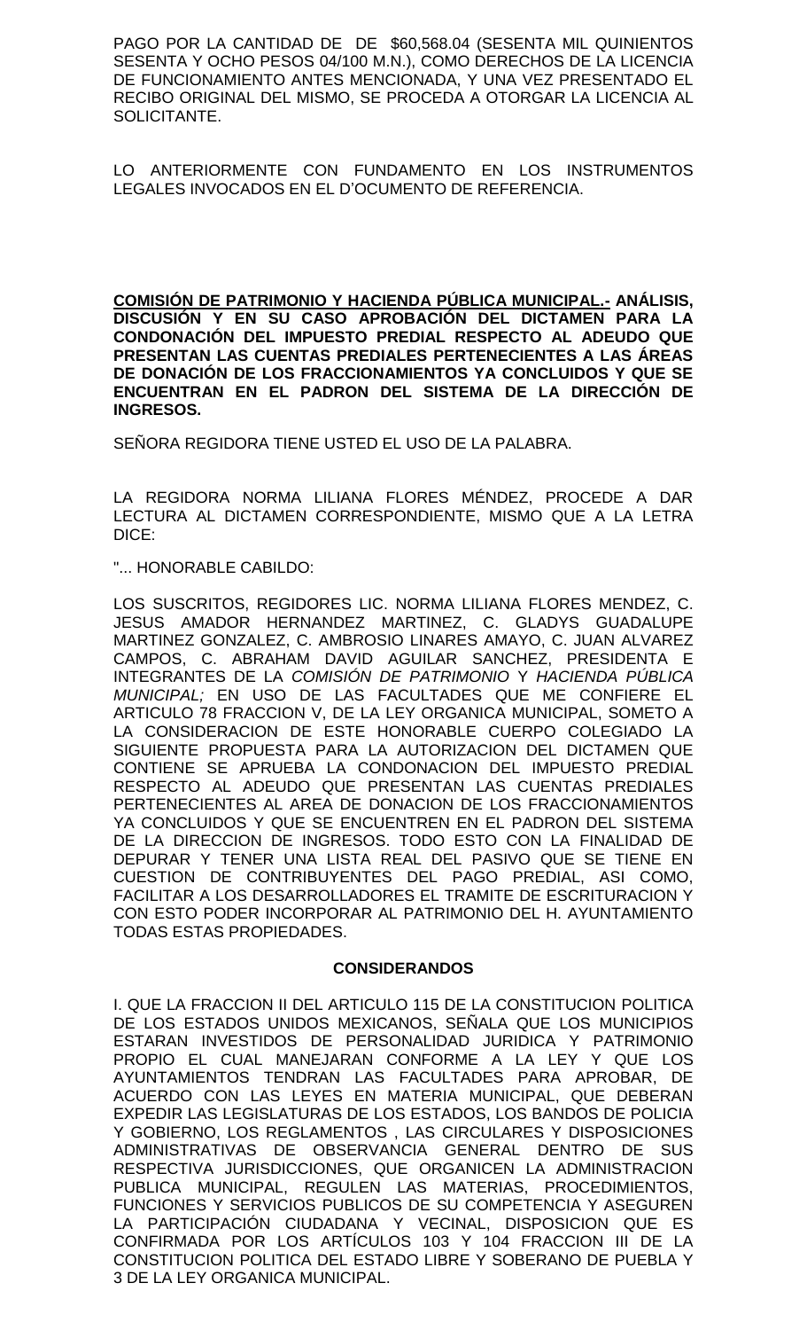PAGO POR LA CANTIDAD DE DE $60,568.04 (SESENTA MIL QUINIENTOS SESENTA Y OCHO PESOS 04/100 M.N.), COMO DERECHOS DE LA LICENCIA DE FUNCIONAMIENTO ANTES MENCIONADA, Y UNA VEZ PRESENTADO EL RECIBO ORIGINAL DEL MISMO, SE PROCEDA A OTORGAR LA LICENCIA AL SOLICITANTE.

LO ANTERIORMENTE CON FUNDAMENTO EN LOS INSTRUMENTOS LEGALES INVOCADOS EN EL D'OCUMENTO DE REFERENCIA.

**<u>COMISIÓN DE PATRIMONIO Y HACIENDA PÚBLICA MUNICIPAL.-</u> ANÁLISIS, DISCUSIÓN Y EN SU CASO APROBACIÓN DEL DICTAMEN PARA LA CONDONACIÓN DEL IMPUESTO PREDIAL RESPECTO AL ADEUDO QUE PRESENTAN LAS CUENTAS PREDIALES PERTENECIENTES A LAS ÁREAS DE DONACIÓN DE LOS FRACCIONAMIENTOS YA CONCLUIDOS Y QUE SE ENCUENTRAN EN EL PADRON DEL SISTEMA DE LA DIRECCIÓN DE INGRESOS.**

SEÑORA REGIDORA TIENE USTED EL USO DE LA PALABRA.

LA REGIDORA NORMA LILIANA FLORES MÉNDEZ, PROCEDE A DAR LECTURA AL DICTAMEN CORRESPONDIENTE, MISMO QUE A LA LETRA DICE:

"... HONORABLE CABILDO:

LOS SUSCRITOS, REGIDORES LIC. NORMA LILIANA FLORES MENDEZ, C. JESUS AMADOR HERNANDEZ MARTINEZ, C. GLADYS GUADALUPE MARTINEZ GONZALEZ, C. AMBROSIO LINARES AMAYO, C. JUAN ALVAREZ CAMPOS, C. ABRAHAM DAVID AGUILAR SANCHEZ, PRESIDENTA E INTEGRANTES DE LA *COMISIÓN DE PATRIMONIO* Y *HACIENDA PÚBLICA MUNICIPAL;* EN USO DE LAS FACULTADES QUE ME CONFIERE EL ARTICULO 78 FRACCION V, DE LA LEY ORGANICA MUNICIPAL, SOMETO A LA CONSIDERACION DE ESTE HONORABLE CUERPO COLEGIADO LA SIGUIENTE PROPUESTA PARA LA AUTORIZACION DEL DICTAMEN QUE CONTIENE SE APRUEBA LA CONDONACION DEL IMPUESTO PREDIAL RESPECTO AL ADEUDO QUE PRESENTAN LAS CUENTAS PREDIALES PERTENECIENTES AL AREA DE DONACION DE LOS FRACCIONAMIENTOS YA CONCLUIDOS Y QUE SE ENCUENTREN EN EL PADRON DEL SISTEMA DE LA DIRECCION DE INGRESOS. TODO ESTO CON LA FINALIDAD DE DEPURAR Y TENER UNA LISTA REAL DEL PASIVO QUE SE TIENE EN CUESTION DE CONTRIBUYENTES DEL PAGO PREDIAL, ASI COMO, FACILITAR A LOS DESARROLLADORES EL TRAMITE DE ESCRITURACION Y CON ESTO PODER INCORPORAR AL PATRIMONIO DEL H. AYUNTAMIENTO TODAS ESTAS PROPIEDADES.

**CONSIDERANDOS**

I. QUE LA FRACCION II DEL ARTICULO 115 DE LA CONSTITUCION POLITICA DE LOS ESTADOS UNIDOS MEXICANOS, SEÑALA QUE LOS MUNICIPIOS ESTARAN INVESTIDOS DE PERSONALIDAD JURIDICA Y PATRIMONIO PROPIO EL CUAL MANEJARAN CONFORME A LA LEY Y QUE LOS AYUNTAMIENTOS TENDRAN LAS FACULTADES PARA APROBAR, DE ACUERDO CON LAS LEYES EN MATERIA MUNICIPAL, QUE DEBERAN EXPEDIR LAS LEGISLATURAS DE LOS ESTADOS, LOS BANDOS DE POLICIA Y GOBIERNO, LOS REGLAMENTOS , LAS CIRCULARES Y DISPOSICIONES ADMINISTRATIVAS DE OBSERVANCIA GENERAL DENTRO DE SUS RESPECTIVA JURISDICCIONES, QUE ORGANICEN LA ADMINISTRACION PUBLICA MUNICIPAL, REGULEN LAS MATERIAS, PROCEDIMIENTOS, FUNCIONES Y SERVICIOS PUBLICOS DE SU COMPETENCIA Y ASEGUREN LA PARTICIPACIÓN CIUDADANA Y VECINAL, DISPOSICION QUE ES CONFIRMADA POR LOS ARTÍCULOS 103 Y 104 FRACCION III DE LA CONSTITUCION POLITICA DEL ESTADO LIBRE Y SOBERANO DE PUEBLA Y 3 DE LA LEY ORGANICA MUNICIPAL.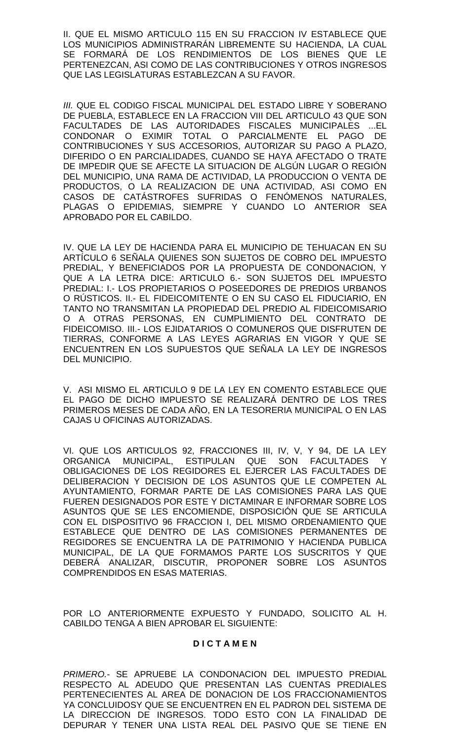II. QUE EL MISMO ARTICULO 115 EN SU FRACCION IV ESTABLECE QUE LOS MUNICIPIOS ADMINISTRARÁN LIBREMENTE SU HACIENDA, LA CUAL SE FORMARÁ DE LOS RENDIMIENTOS DE LOS BIENES QUE LE PERTENEZCAN, ASI COMO DE LAS CONTRIBUCIONES Y OTROS INGRESOS QUE LAS LEGISLATURAS ESTABLEZCAN A SU FAVOR.

*III.* QUE EL CODIGO FISCAL MUNICIPAL DEL ESTADO LIBRE Y SOBERANO DE PUEBLA, ESTABLECE EN LA FRACCION VIII DEL ARTICULO 43 QUE SON FACULTADES DE LAS AUTORIDADES FISCALES MUNICIPALES ...EL CONDONAR O EXIMIR TOTAL O PARCIALMENTE EL PAGO DE CONTRIBUCIONES Y SUS ACCESORIOS, AUTORIZAR SU PAGO A PLAZO, DIFERIDO O EN PARCIALIDADES, CUANDO SE HAYA AFECTADO O TRATE DE IMPEDIR QUE SE AFECTE LA SITUACION DE ALGÚN LUGAR O REGIÓN DEL MUNICIPIO, UNA RAMA DE ACTIVIDAD, LA PRODUCCION O VENTA DE PRODUCTOS, O LA REALIZACION DE UNA ACTIVIDAD, ASI COMO EN CASOS DE CATÁSTROFES SUFRIDAS O FENÓMENOS NATURALES, PLAGAS O EPIDEMIAS, SIEMPRE Y CUANDO LO ANTERIOR SEA APROBADO POR EL CABILDO.

IV. QUE LA LEY DE HACIENDA PARA EL MUNICIPIO DE TEHUACAN EN SU ARTÍCULO 6 SEÑALA QUIENES SON SUJETOS DE COBRO DEL IMPUESTO PREDIAL, Y BENEFICIADOS POR LA PROPUESTA DE CONDONACION, Y QUE A LA LETRA DICE: ARTICULO 6.- SON SUJETOS DEL IMPUESTO PREDIAL: I.- LOS PROPIETARIOS O POSEEDORES DE PREDIOS URBANOS O RÚSTICOS. II.- EL FIDEICOMITENTE O EN SU CASO EL FIDUCIARIO, EN TANTO NO TRANSMITAN LA PROPIEDAD DEL PREDIO AL FIDEICOMISARIO O A OTRAS PERSONAS, EN CUMPLIMIENTO DEL CONTRATO DE FIDEICOMISO. III.- LOS EJIDATARIOS O COMUNEROS QUE DISFRUTEN DE TIERRAS, CONFORME A LAS LEYES AGRARIAS EN VIGOR Y QUE SE ENCUENTREN EN LOS SUPUESTOS QUE SEÑALA LA LEY DE INGRESOS DEL MUNICIPIO.

V. ASI MISMO EL ARTICULO 9 DE LA LEY EN COMENTO ESTABLECE QUE EL PAGO DE DICHO IMPUESTO SE REALIZARÁ DENTRO DE LOS TRES PRIMEROS MESES DE CADA AÑO, EN LA TESORERIA MUNICIPAL O EN LAS CAJAS U OFICINAS AUTORIZADAS.

VI. QUE LOS ARTICULOS 92, FRACCIONES III, IV, V, Y 94, DE LA LEY ORGANICA MUNICIPAL, ESTIPULAN QUE SON FACULTADES Y OBLIGACIONES DE LOS REGIDORES EL EJERCER LAS FACULTADES DE DELIBERACION Y DECISION DE LOS ASUNTOS QUE LE COMPETEN AL AYUNTAMIENTO, FORMAR PARTE DE LAS COMISIONES PARA LAS QUE FUEREN DESIGNADOS POR ESTE Y DICTAMINAR E INFORMAR SOBRE LOS ASUNTOS QUE SE LES ENCOMIENDE, DISPOSICIÓN QUE SE ARTICULA CON EL DISPOSITIVO 96 FRACCION I, DEL MISMO ORDENAMIENTO QUE ESTABLECE QUE DENTRO DE LAS COMISIONES PERMANENTES DE REGIDORES SE ENCUENTRA LA DE PATRIMONIO Y HACIENDA PUBLICA MUNICIPAL, DE LA QUE FORMAMOS PARTE LOS SUSCRITOS Y QUE DEBERÁ ANALIZAR, DISCUTIR, PROPONER SOBRE LOS ASUNTOS COMPRENDIDOS EN ESAS MATERIAS.

POR LO ANTERIORMENTE EXPUESTO Y FUNDADO, SOLICITO AL H. CABILDO TENGA A BIEN APROBAR EL SIGUIENTE:

**D I C T A M E N**

*PRIMERO.-* SE APRUEBE LA CONDONACION DEL IMPUESTO PREDIAL RESPECTO AL ADEUDO QUE PRESENTAN LAS CUENTAS PREDIALES PERTENECIENTES AL AREA DE DONACION DE LOS FRACCIONAMIENTOS YA CONCLUIDOSY QUE SE ENCUENTREN EN EL PADRON DEL SISTEMA DE LA DIRECCION DE INGRESOS. TODO ESTO CON LA FINALIDAD DE DEPURAR Y TENER UNA LISTA REAL DEL PASIVO QUE SE TIENE EN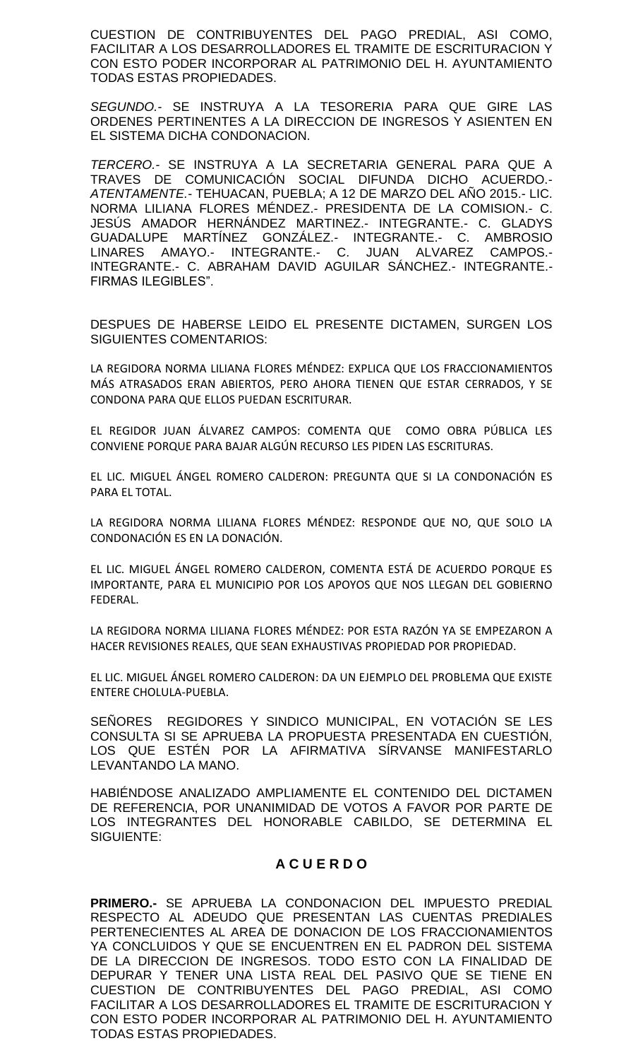CUESTION DE CONTRIBUYENTES DEL PAGO PREDIAL, ASI COMO, FACILITAR A LOS DESARROLLADORES EL TRAMITE DE ESCRITURACION Y CON ESTO PODER INCORPORAR AL PATRIMONIO DEL H. AYUNTAMIENTO TODAS ESTAS PROPIEDADES.

*SEGUNDO.-* SE INSTRUYA A LA TESORERIA PARA QUE GIRE LAS ORDENES PERTINENTES A LA DIRECCION DE INGRESOS Y ASIENTEN EN EL SISTEMA DICHA CONDONACION.

*TERCERO.-* SE INSTRUYA A LA SECRETARIA GENERAL PARA QUE A TRAVES DE COMUNICACIÓN SOCIAL DIFUNDA DICHO ACUERDO.- *ATENTAMENTE.-* TEHUACAN, PUEBLA; A 12 DE MARZO DEL AÑO 2015.- LIC. NORMA LILIANA FLORES MÉNDEZ.- PRESIDENTA DE LA COMISION.- C. JESÚS AMADOR HERNÁNDEZ MARTINEZ.- INTEGRANTE.- C. GLADYS GUADALUPE MARTÍNEZ GONZÁLEZ.- INTEGRANTE.- C. AMBROSIO LINARES AMAYO.- INTEGRANTE.- C. JUAN ALVAREZ CAMPOS.- INTEGRANTE.- C. ABRAHAM DAVID AGUILAR SÁNCHEZ.- INTEGRANTE.- FIRMAS ILEGIBLES".

DESPUES DE HABERSE LEIDO EL PRESENTE DICTAMEN, SURGEN LOS SIGUIENTES COMENTARIOS:

LA REGIDORA NORMA LILIANA FLORES MÉNDEZ: EXPLICA QUE LOS FRACCIONAMIENTOS MÁS ATRASADOS ERAN ABIERTOS, PERO AHORA TIENEN QUE ESTAR CERRADOS, Y SE CONDONA PARA QUE ELLOS PUEDAN ESCRITURAR.

EL REGIDOR JUAN ÁLVAREZ CAMPOS: COMENTA QUE COMO OBRA PÚBLICA LES CONVIENE PORQUE PARA BAJAR ALGÚN RECURSO LES PIDEN LAS ESCRITURAS.

EL LIC. MIGUEL ÁNGEL ROMERO CALDERON: PREGUNTA QUE SI LA CONDONACIÓN ES PARA EL TOTAL.

LA REGIDORA NORMA LILIANA FLORES MÉNDEZ: RESPONDE QUE NO, QUE SOLO LA CONDONACIÓN ES EN LA DONACIÓN.

EL LIC. MIGUEL ÁNGEL ROMERO CALDERON, COMENTA ESTÁ DE ACUERDO PORQUE ES IMPORTANTE, PARA EL MUNICIPIO POR LOS APOYOS QUE NOS LLEGAN DEL GOBIERNO FEDERAL.

LA REGIDORA NORMA LILIANA FLORES MÉNDEZ: POR ESTA RAZÓN YA SE EMPEZARON A HACER REVISIONES REALES, QUE SEAN EXHAUSTIVAS PROPIEDAD POR PROPIEDAD.

EL LIC. MIGUEL ÁNGEL ROMERO CALDERON: DA UN EJEMPLO DEL PROBLEMA QUE EXISTE ENTERE CHOLULA-PUEBLA.

SEÑORES REGIDORES Y SINDICO MUNICIPAL, EN VOTACIÓN SE LES CONSULTA SI SE APRUEBA LA PROPUESTA PRESENTADA EN CUESTIÓN, LOS QUE ESTÉN POR LA AFIRMATIVA SÍRVANSE MANIFESTARLO LEVANTANDO LA MANO.

HABIÉNDOSE ANALIZADO AMPLIAMENTE EL CONTENIDO DEL DICTAMEN DE REFERENCIA, POR UNANIMIDAD DE VOTOS A FAVOR POR PARTE DE LOS INTEGRANTES DEL HONORABLE CABILDO, SE DETERMINA EL SIGUIENTE:

## A C U E R D O

**PRIMERO.-** SE APRUEBA LA CONDONACION DEL IMPUESTO PREDIAL RESPECTO AL ADEUDO QUE PRESENTAN LAS CUENTAS PREDIALES PERTENECIENTES AL AREA DE DONACION DE LOS FRACCIONAMIENTOS YA CONCLUIDOS Y QUE SE ENCUENTREN EN EL PADRON DEL SISTEMA DE LA DIRECCION DE INGRESOS. TODO ESTO CON LA FINALIDAD DE DEPURAR Y TENER UNA LISTA REAL DEL PASIVO QUE SE TIENE EN CUESTION DE CONTRIBUYENTES DEL PAGO PREDIAL, ASI COMO FACILITAR A LOS DESARROLLADORES EL TRAMITE DE ESCRITURACION Y CON ESTO PODER INCORPORAR AL PATRIMONIO DEL H. AYUNTAMIENTO TODAS ESTAS PROPIEDADES.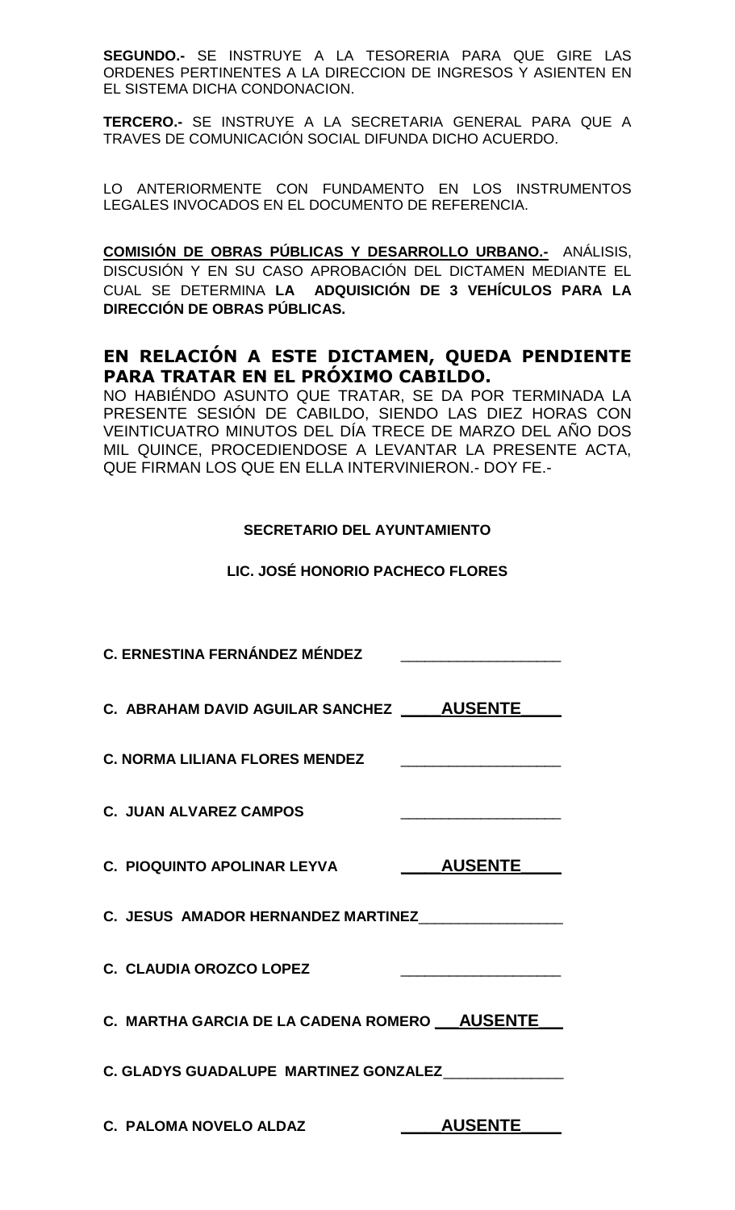**SEGUNDO.-** SE INSTRUYE A LA TESORERIA PARA QUE GIRE LAS ORDENES PERTINENTES A LA DIRECCION DE INGRESOS Y ASIENTEN EN EL SISTEMA DICHA CONDONACION.

**TERCERO.-** SE INSTRUYE A LA SECRETARIA GENERAL PARA QUE A TRAVES DE COMUNICACIÓN SOCIAL DIFUNDA DICHO ACUERDO.

LO ANTERIORMENTE CON FUNDAMENTO EN LOS INSTRUMENTOS LEGALES INVOCADOS EN EL DOCUMENTO DE REFERENCIA.

**COMISIÓN DE OBRAS PÚBLICAS Y DESARROLLO URBANO.-** ANÁLISIS, DISCUSIÓN Y EN SU CASO APROBACIÓN DEL DICTAMEN MEDIANTE EL CUAL SE DETERMINA **LA ADQUISICIÓN DE 3 VEHÍCULOS PARA LA DIRECCIÓN DE OBRAS PÚBLICAS.**

**EN RELACIÓN A ESTE DICTAMEN, QUEDA PENDIENTE PARA TRATAR EN EL PRÓXIMO CABILDO.**

NO HABIÉNDO ASUNTO QUE TRATAR, SE DA POR TERMINADA LA PRESENTE SESIÓN DE CABILDO, SIENDO LAS DIEZ HORAS CON VEINTICUATRO MINUTOS DEL DÍA TRECE DE MARZO DEL AÑO DOS MIL QUINCE, PROCEDIENDOSE A LEVANTAR LA PRESENTE ACTA, QUE FIRMAN LOS QUE EN ELLA INTERVINIERON.- DOY FE.-

**SECRETARIO DEL AYUNTAMIENTO**

**LIC. JOSÉ HONORIO PACHECO FLORES**

**C. ERNESTINA FERNÁNDEZ MÉNDEZ** ____________________

**C. ABRAHAM DAVID AGUILAR SANCHEZ** **AUSENTE**

**C. NORMA LILIANA FLORES MENDEZ** ____________________

**C. JUAN ALVAREZ CAMPOS** ____________________

**C. PIOQUINTO APOLINAR LEYVA** **AUSENTE**

**C. JESUS AMADOR HERNANDEZ MARTINEZ** ____________________

**C. CLAUDIA OROZCO LOPEZ** ____________________

**C. MARTHA GARCIA DE LA CADENA ROMERO** **AUSENTE**

**C. GLADYS GUADALUPE MARTINEZ GONZALEZ** ____________________

**C. PALOMA NOVELO ALDAZ** **AUSENTE**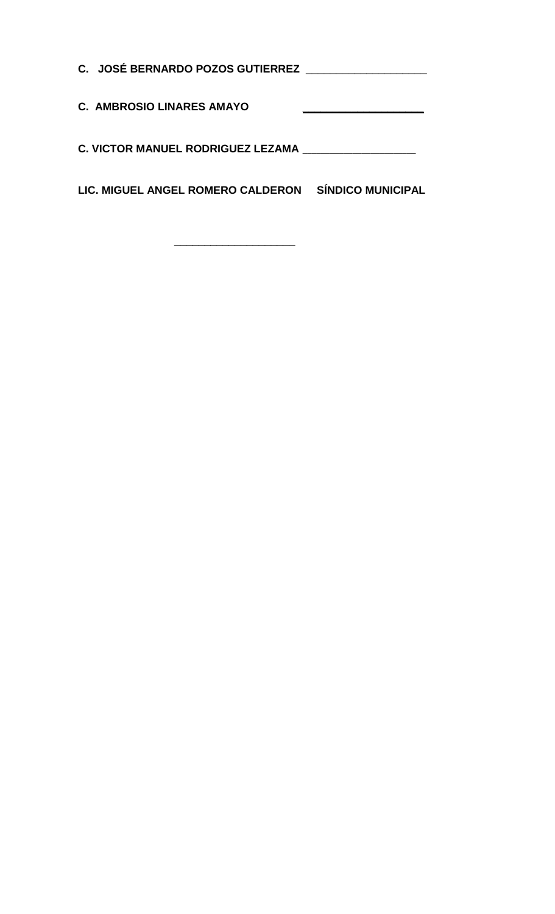**C. JOSÉ BERNARDO POZOS GUTIERREZ** ____________________

**C. AMBROSIO LINARES AMAYO** ____________________

**C. VICTOR MANUEL RODRIGUEZ LEZAMA** ____________________

**LIC. MIGUEL ANGEL ROMERO CALDERON SÍNDICO MUNICIPAL**

____________________